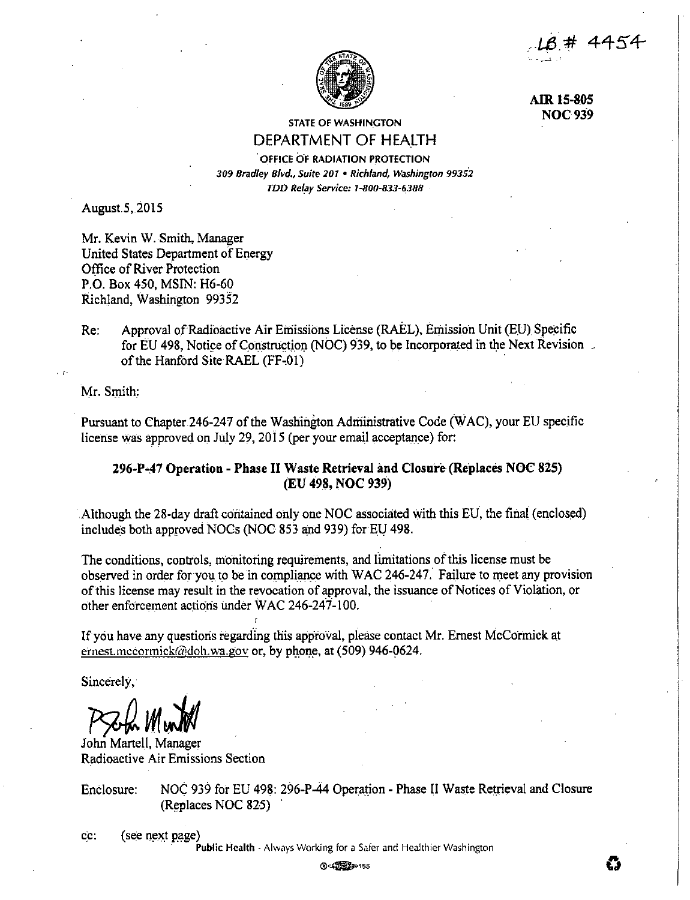LB # 4454

**AIR 15-805**
**NOC 939**

STATE OF WASHINGTON
DEPARTMENT OF HEALTH
OFFICE OF RADIATION PROTECTION
*309 Bradley Blvd., Suite 201 • Richland, Washington 99352*
*TDD Relay Service: 1-800-833-6388*

August 5, 2015

Mr. Kevin W. Smith, Manager
United States Department of Energy
Office of River Protection
P.O. Box 450, MSIN: H6-60
Richland, Washington 99352

Re: Approval of Radioactive Air Emissions License (RAEL), Emission Unit (EU) Specific for EU 498, Notice of Construction (NOC) 939, to be Incorporated in the Next Revision of the Hanford Site RAEL (FF-01)

Mr. Smith:

Pursuant to Chapter 246-247 of the Washington Administrative Code (WAC), your EU specific license was approved on July 29, 2015 (per your email acceptance) for:

**296-P-47 Operation - Phase II Waste Retrieval and Closure (Replaces NOC 825) (EU 498, NOC 939)**

Although the 28-day draft contained only one NOC associated with this EU, the final (enclosed) includes both approved NOCs (NOC 853 and 939) for EU 498.

The conditions, controls, monitoring requirements, and limitations of this license must be observed in order for you to be in compliance with WAC 246-247. Failure to meet any provision of this license may result in the revocation of approval, the issuance of Notices of Violation, or other enforcement actions under WAC 246-247-100.

If you have any questions regarding this approval, please contact Mr. Ernest McCormick at ernest.mccormick@doh.wa.gov or, by phone, at (509) 946-0624.

Sincerely,

John Martell, Manager
Radioactive Air Emissions Section

Enclosure: NOC 939 for EU 498: 296-P-44 Operation - Phase II Waste Retrieval and Closure (Replaces NOC 825)

cc: (see next page)

Public Health - Always Working for a Safer and Healthier Washington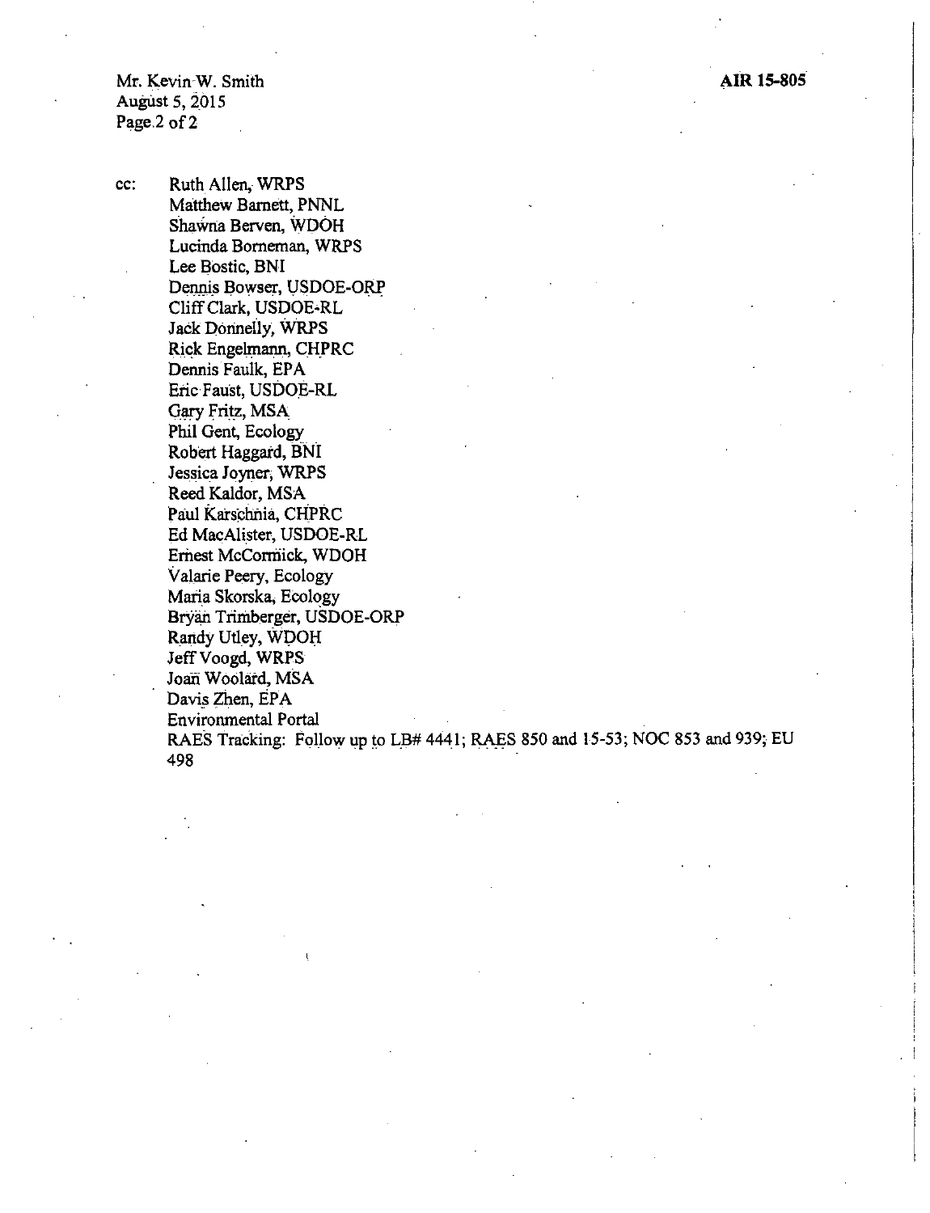Mr. Kevin W. Smith
August 5, 2015
Page 2 of 2

**AIR 15-805**

cc: Ruth Allen, WRPS
Matthew Barnett, PNNL
Shawna Berven, WDOH
Lucinda Borneman, WRPS
Lee Bostic, BNI
Dennis Bowser, USDOE-ORP
Cliff Clark, USDOE-RL
Jack Donnelly, WRPS
Rick Engelmann, CHPRC
Dennis Faulk, EPA
Eric Faust, USDOE-RL
Gary Fritz, MSA
Phil Gent, Ecology
Robert Haggard, BNI
Jessica Joyner, WRPS
Reed Kaldor, MSA
Paul Karschnia, CHPRC
Ed MacAlister, USDOE-RL
Ernest McCormick, WDOH
Valarie Peery, Ecology
Maria Skorska, Ecology
Bryan Trimberger, USDOE-ORP
Randy Utley, WDOH
Jeff Voogd, WRPS
Joan Woolard, MSA
Davis Zhen, EPA
Environmental Portal
RAES Tracking: Follow up to LB# 4441; RAES 850 and 15-53; NOC 853 and 939; EU 498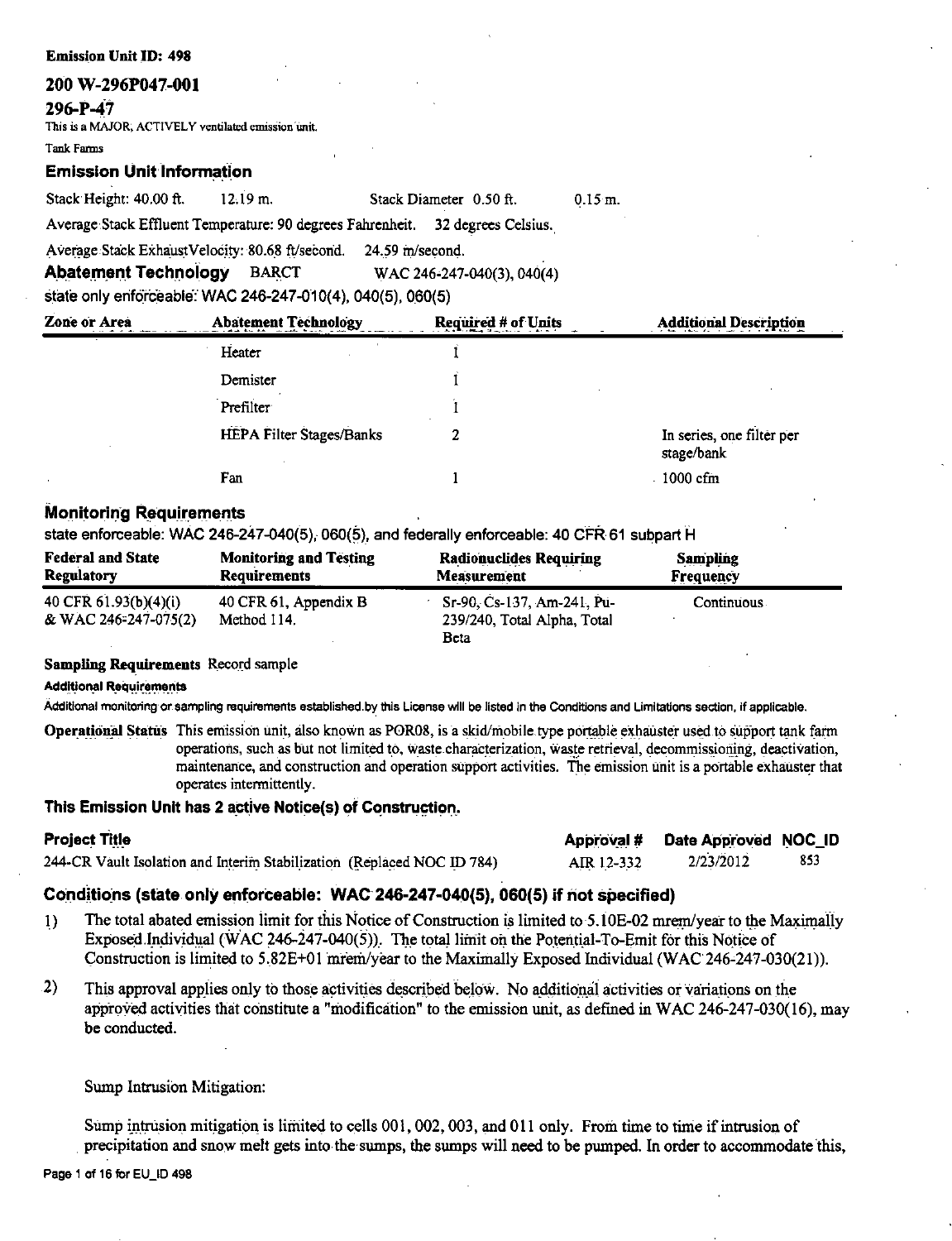**Emission Unit ID: 498**

## 200 W-296P047-001

## 296-P-47

This is a MAJOR, ACTIVELY ventilated emission unit.

Tank Farms

### Emission Unit Information

Stack Height: 40.00 ft. 12.19 m. Stack Diameter 0.50 ft. 0.15 m.

Average Stack Effluent Temperature: 90 degrees Fahrenheit. 32 degrees Celsius.

Average Stack ExhaustVelocity: 80.68 ft/second. 24.59 m/second.

**Abatement Technology** BARCT WAC 246-247-040(3), 040(4)

state only enforceable: WAC 246-247-010(4), 040(5), 060(5)

| Zone or Area | Abatement Technology | Required # of Units | Additional Description |
|---|---|---|---|
| | Heater | 1 | |
| | Demister | 1 | |
| | Prefilter | 1 | |
| | HEPA Filter Stages/Banks | 2 | In series, one filter per stage/bank |
| | Fan | 1 | 1000 cfm |

### Monitoring Requirements

state enforceable: WAC 246-247-040(5), 060(5), and federally enforceable: 40 CFR 61 subpart H

| Federal and State Regulatory | Monitoring and Testing Requirements | Radionuclides Requiring Measurement | Sampling Frequency |
|---|---|---|---|
| 40 CFR 61.93(b)(4)(i) & WAC 246-247-075(2) | 40 CFR 61, Appendix B Method 114. | Sr-90, Cs-137, Am-241, Pu-239/240, Total Alpha, Total Beta | Continuous |

**Sampling Requirements** Record sample

**Additional Requirements**

Additional monitoring or sampling requirements established by this License will be listed in the Conditions and Limitations section, if applicable.

**Operational Status** This emission unit, also known as POR08, is a skid/mobile type portable exhauster used to support tank farm operations, such as but not limited to, waste characterization, waste retrieval, decommissioning, deactivation, maintenance, and construction and operation support activities. The emission unit is a portable exhauster that operates intermittently.

### This Emission Unit has 2 active Notice(s) of Construction.

| Project Title | Approval # | Date Approved | NOC_ID |
|---|---|---|---|
| 244-CR Vault Isolation and Interim Stabilization (Replaced NOC ID 784) | AIR 12-332 | 2/23/2012 | 853 |

### Conditions (state only enforceable: WAC 246-247-040(5), 060(5) if not specified)

1) The total abated emission limit for this Notice of Construction is limited to 5.10E-02 mrem/year to the Maximally Exposed Individual (WAC 246-247-040(5)). The total limit on the Potential-To-Emit for this Notice of Construction is limited to 5.82E+01 mrem/year to the Maximally Exposed Individual (WAC 246-247-030(21)).

2) This approval applies only to those activities described below. No additional activities or variations on the approved activities that constitute a "modification" to the emission unit, as defined in WAC 246-247-030(16), may be conducted.

Sump Intrusion Mitigation:

Sump intrusion mitigation is limited to cells 001, 002, 003, and 011 only. From time to time if intrusion of precipitation and snow melt gets into the sumps, the sumps will need to be pumped. In order to accommodate this,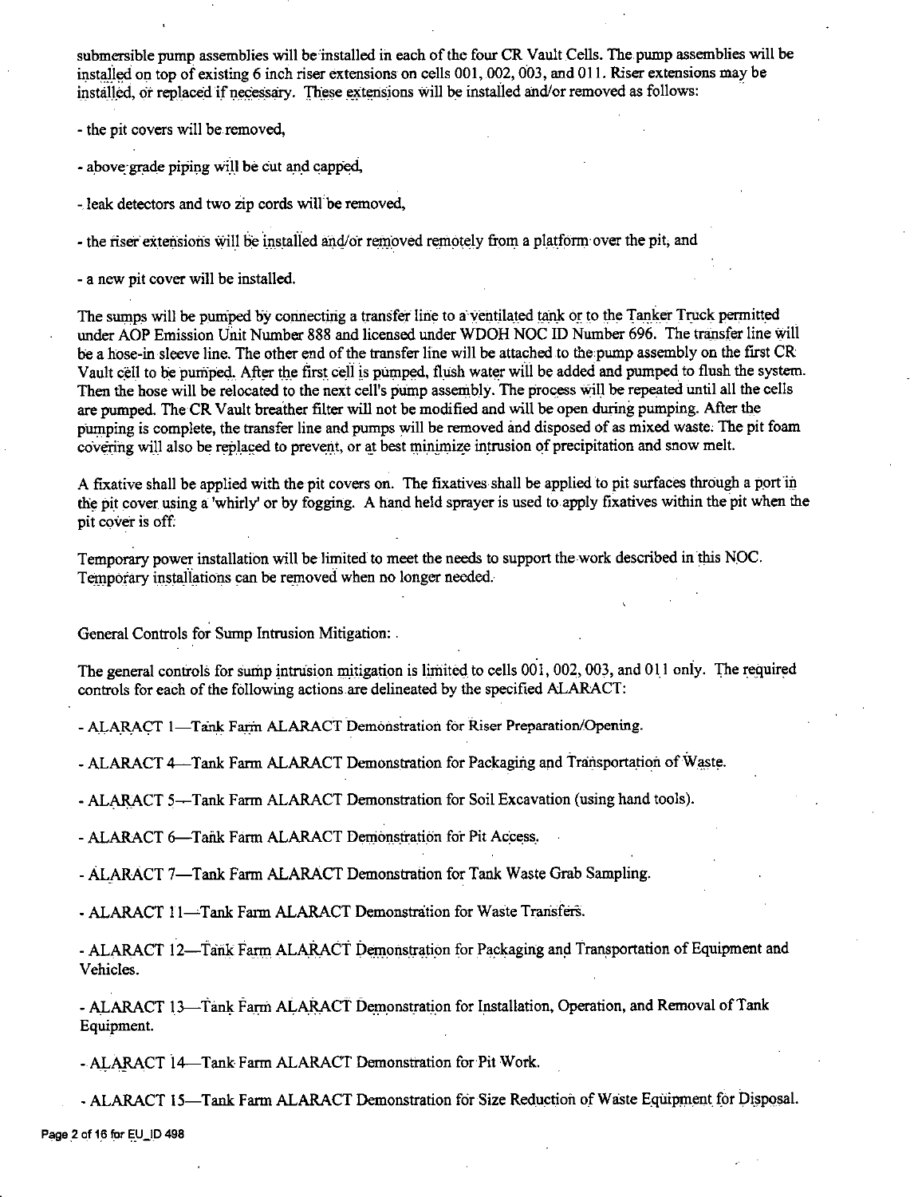submersible pump assemblies will be installed in each of the four CR Vault Cells. The pump assemblies will be installed on top of existing 6 inch riser extensions on cells 001, 002, 003, and 011. Riser extensions may be installed, or replaced if necessary. These extensions will be installed and/or removed as follows:

- the pit covers will be removed,
- above-grade piping will be cut and capped,
- leak detectors and two zip cords will be removed,
- the riser extensions will be installed and/or removed remotely from a platform over the pit, and
- a new pit cover will be installed.

The sumps will be pumped by connecting a transfer line to a ventilated tank or to the Tanker Truck permitted under AOP Emission Unit Number 888 and licensed under WDOH NOC ID Number 696. The transfer line will be a hose-in sleeve line. The other end of the transfer line will be attached to the pump assembly on the first CR Vault cell to be pumped. After the first cell is pumped, flush water will be added and pumped to flush the system. Then the hose will be relocated to the next cell's pump assembly. The process will be repeated until all the cells are pumped. The CR Vault breather filter will not be modified and will be open during pumping. After the pumping is complete, the transfer line and pumps will be removed and disposed of as mixed waste. The pit foam covering will also be replaced to prevent, or at best minimize intrusion of precipitation and snow melt.

A fixative shall be applied with the pit covers on. The fixatives shall be applied to pit surfaces through a port in the pit cover using a 'whirly' or by fogging. A hand held sprayer is used to apply fixatives within the pit when the pit cover is off.

Temporary power installation will be limited to meet the needs to support the work described in this NOC. Temporary installations can be removed when no longer needed.

General Controls for Sump Intrusion Mitigation:

The general controls for sump intrusion mitigation is limited to cells 001, 002, 003, and 011 only. The required controls for each of the following actions are delineated by the specified ALARACT:

- ALARACT 1—Tank Farm ALARACT Demonstration for Riser Preparation/Opening.
- ALARACT 4—Tank Farm ALARACT Demonstration for Packaging and Transportation of Waste.
- ALARACT 5—Tank Farm ALARACT Demonstration for Soil Excavation (using hand tools).
- ALARACT 6—Tank Farm ALARACT Demonstration for Pit Access.
- ALARACT 7—Tank Farm ALARACT Demonstration for Tank Waste Grab Sampling.
- ALARACT 11—Tank Farm ALARACT Demonstration for Waste Transfers.
- ALARACT 12—Tank Farm ALARACT Demonstration for Packaging and Transportation of Equipment and Vehicles.
- ALARACT 13—Tank Farm ALARACT Demonstration for Installation, Operation, and Removal of Tank Equipment.
- ALARACT 14—Tank Farm ALARACT Demonstration for Pit Work.
- ALARACT 15—Tank Farm ALARACT Demonstration for Size Reduction of Waste Equipment for Disposal.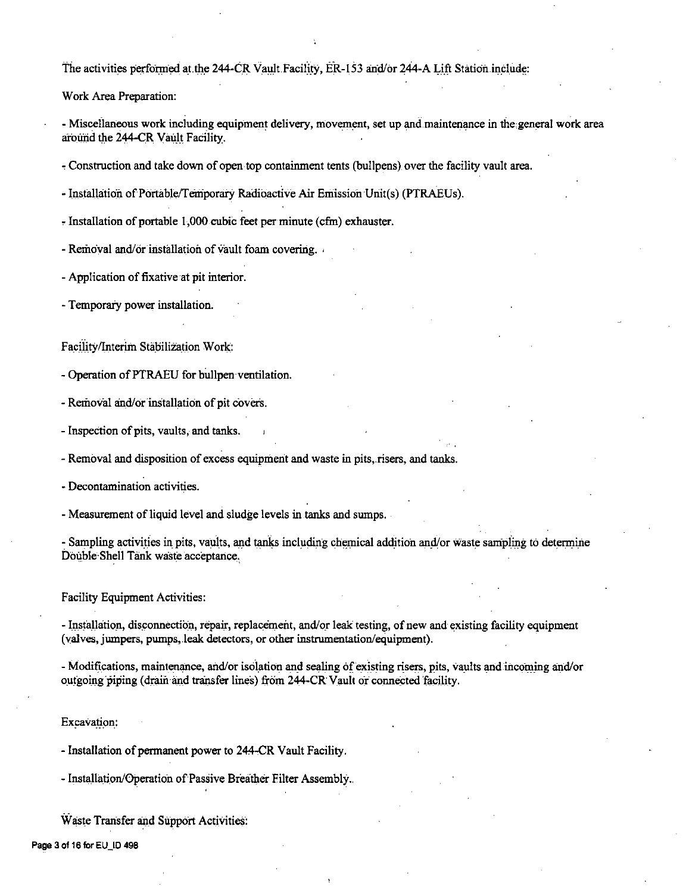The activities performed at the 244-CR Vault Facility, ER-153 and/or 244-A Lift Station include:

Work Area Preparation:

- Miscellaneous work including equipment delivery, movement, set up and maintenance in the general work area around the 244-CR Vault Facility.
- Construction and take down of open top containment tents (bullpens) over the facility vault area.
- Installation of Portable/Temporary Radioactive Air Emission Unit(s) (PTRAEUs).
- Installation of portable 1,000 cubic feet per minute (cfm) exhauster.
- Removal and/or installation of vault foam covering.
- Application of fixative at pit interior.
- Temporary power installation.

Facility/Interim Stabilization Work:

- Operation of PTRAEU for bullpen ventilation.
- Removal and/or installation of pit covers.
- Inspection of pits, vaults, and tanks.
- Removal and disposition of excess equipment and waste in pits, risers, and tanks.
- Decontamination activities.
- Measurement of liquid level and sludge levels in tanks and sumps.
- Sampling activities in pits, vaults, and tanks including chemical addition and/or waste sampling to determine Double Shell Tank waste acceptance.

Facility Equipment Activities:

- Installation, disconnection, repair, replacement, and/or leak testing, of new and existing facility equipment (valves, jumpers, pumps, leak detectors, or other instrumentation/equipment).
- Modifications, maintenance, and/or isolation and sealing of existing risers, pits, vaults and incoming and/or outgoing piping (drain and transfer lines) from 244-CR Vault or connected facility.

Excavation:

- Installation of permanent power to 244-CR Vault Facility.
- Installation/Operation of Passive Breather Filter Assembly.

Waste Transfer and Support Activities: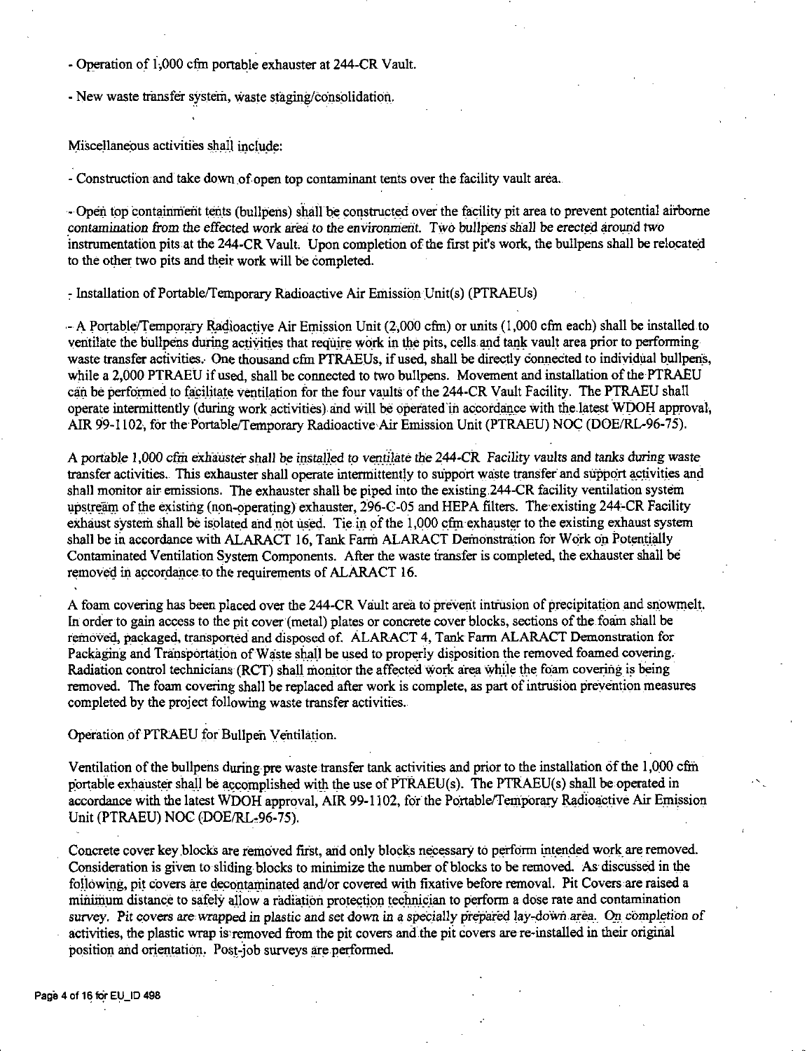- Operation of 1,000 cfm portable exhauster at 244-CR Vault.

- New waste transfer system, waste staging/consolidation.

Miscellaneous activities shall include:

- Construction and take down of open top contaminant tents over the facility vault area.

- Open top containment tents (bullpens) shall be constructed over the facility pit area to prevent potential airborne contamination from the effected work area to the environment. Two bullpens shall be erected around two instrumentation pits at the 244-CR Vault. Upon completion of the first pit's work, the bullpens shall be relocated to the other two pits and their work will be completed.

- Installation of Portable/Temporary Radioactive Air Emission Unit(s) (PTRAEUs)

- A Portable/Temporary Radioactive Air Emission Unit (2,000 cfm) or units (1,000 cfm each) shall be installed to ventilate the bullpens during activities that require work in the pits, cells and tank vault area prior to performing waste transfer activities. One thousand cfm PTRAEUs, if used, shall be directly connected to individual bullpens, while a 2,000 PTRAEU if used, shall be connected to two bullpens. Movement and installation of the PTRAEU can be performed to facilitate ventilation for the four vaults of the 244-CR Vault Facility. The PTRAEU shall operate intermittently (during work activities) and will be operated in accordance with the latest WDOH approval, AIR 99-1102, for the Portable/Temporary Radioactive Air Emission Unit (PTRAEU) NOC (DOE/RL-96-75).

A portable 1,000 cfm exhauster shall be installed to ventilate the 244-CR Facility vaults and tanks during waste transfer activities. This exhauster shall operate intermittently to support waste transfer and support activities and shall monitor air emissions. The exhauster shall be piped into the existing 244-CR facility ventilation system upstream of the existing (non-operating) exhauster, 296-C-05 and HEPA filters. The existing 244-CR Facility exhaust system shall be isolated and not used. Tie in of the 1,000 cfm exhauster to the existing exhaust system shall be in accordance with ALARACT 16, Tank Farm ALARACT Demonstration for Work on Potentially Contaminated Ventilation System Components. After the waste transfer is completed, the exhauster shall be removed in accordance to the requirements of ALARACT 16.

A foam covering has been placed over the 244-CR Vault area to prevent intrusion of precipitation and snowmelt. In order to gain access to the pit cover (metal) plates or concrete cover blocks, sections of the foam shall be removed, packaged, transported and disposed of. ALARACT 4, Tank Farm ALARACT Demonstration for Packaging and Transportation of Waste shall be used to properly disposition the removed foamed covering. Radiation control technicians (RCT) shall monitor the affected work area while the foam covering is being removed. The foam covering shall be replaced after work is complete, as part of intrusion prevention measures completed by the project following waste transfer activities.

Operation of PTRAEU for Bullpen Ventilation.

Ventilation of the bullpens during pre waste transfer tank activities and prior to the installation of the 1,000 cfm portable exhauster shall be accomplished with the use of PTRAEU(s). The PTRAEU(s) shall be operated in accordance with the latest WDOH approval, AIR 99-1102, for the Portable/Temporary Radioactive Air Emission Unit (PTRAEU) NOC (DOE/RL-96-75).

Concrete cover key blocks are removed first, and only blocks necessary to perform intended work are removed. Consideration is given to sliding blocks to minimize the number of blocks to be removed. As discussed in the following, pit covers are decontaminated and/or covered with fixative before removal. Pit Covers are raised a minimum distance to safely allow a radiation protection technician to perform a dose rate and contamination survey. Pit covers are wrapped in plastic and set down in a specially prepared lay-down area. On completion of activities, the plastic wrap is removed from the pit covers and the pit covers are re-installed in their original position and orientation. Post-job surveys are performed.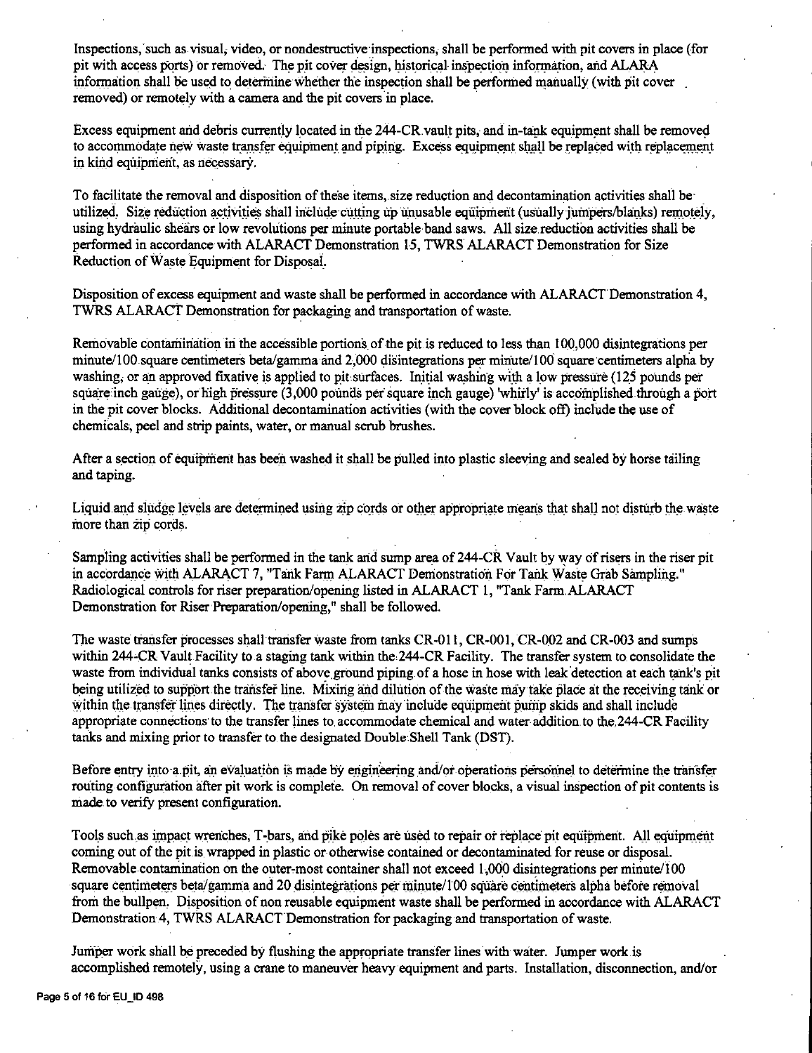Inspections, such as visual, video, or nondestructive inspections, shall be performed with pit covers in place (for pit with access ports) or removed. The pit cover design, historical inspection information, and ALARA information shall be used to determine whether the inspection shall be performed manually (with pit cover removed) or remotely with a camera and the pit covers in place.

Excess equipment and debris currently located in the 244-CR vault pits, and in-tank equipment shall be removed to accommodate new waste transfer equipment and piping. Excess equipment shall be replaced with replacement in kind equipment, as necessary.

To facilitate the removal and disposition of these items, size reduction and decontamination activities shall be utilized. Size reduction activities shall include cutting up unusable equipment (usually jumpers/blanks) remotely, using hydraulic shears or low revolutions per minute portable band saws. All size reduction activities shall be performed in accordance with ALARACT Demonstration 15, TWRS ALARACT Demonstration for Size Reduction of Waste Equipment for Disposal.

Disposition of excess equipment and waste shall be performed in accordance with ALARACT Demonstration 4, TWRS ALARACT Demonstration for packaging and transportation of waste.

Removable contamination in the accessible portions of the pit is reduced to less than 100,000 disintegrations per minute/100 square centimeters beta/gamma and 2,000 disintegrations per minute/100 square centimeters alpha by washing, or an approved fixative is applied to pit surfaces. Initial washing with a low pressure (125 pounds per square inch gauge), or high pressure (3,000 pounds per square inch gauge) 'whirly' is accomplished through a port in the pit cover blocks. Additional decontamination activities (with the cover block off) include the use of chemicals, peel and strip paints, water, or manual scrub brushes.

After a section of equipment has been washed it shall be pulled into plastic sleeving and sealed by horse tailing and taping.

Liquid and sludge levels are determined using zip cords or other appropriate means that shall not disturb the waste more than zip cords.

Sampling activities shall be performed in the tank and sump area of 244-CR Vault by way of risers in the riser pit in accordance with ALARACT 7, "Tank Farm ALARACT Demonstration For Tank Waste Grab Sampling." Radiological controls for riser preparation/opening listed in ALARACT 1, "Tank Farm ALARACT Demonstration for Riser Preparation/opening," shall be followed.

The waste transfer processes shall transfer waste from tanks CR-011, CR-001, CR-002 and CR-003 and sumps within 244-CR Vault Facility to a staging tank within the 244-CR Facility. The transfer system to consolidate the waste from individual tanks consists of above ground piping of a hose in hose with leak detection at each tank's pit being utilized to support the transfer line. Mixing and dilution of the waste may take place at the receiving tank or within the transfer lines directly. The transfer system may include equipment pump skids and shall include appropriate connections to the transfer lines to accommodate chemical and water addition to the 244-CR Facility tanks and mixing prior to transfer to the designated Double Shell Tank (DST).

Before entry into a pit, an evaluation is made by engineering and/or operations personnel to determine the transfer routing configuration after pit work is complete. On removal of cover blocks, a visual inspection of pit contents is made to verify present configuration.

Tools such as impact wrenches, T-bars, and pike poles are used to repair or replace pit equipment. All equipment coming out of the pit is wrapped in plastic or otherwise contained or decontaminated for reuse or disposal. Removable contamination on the outer-most container shall not exceed 1,000 disintegrations per minute/100 square centimeters beta/gamma and 20 disintegrations per minute/100 square centimeters alpha before removal from the bullpen. Disposition of non reusable equipment waste shall be performed in accordance with ALARACT Demonstration 4, TWRS ALARACT Demonstration for packaging and transportation of waste.

Jumper work shall be preceded by flushing the appropriate transfer lines with water. Jumper work is accomplished remotely, using a crane to maneuver heavy equipment and parts. Installation, disconnection, and/or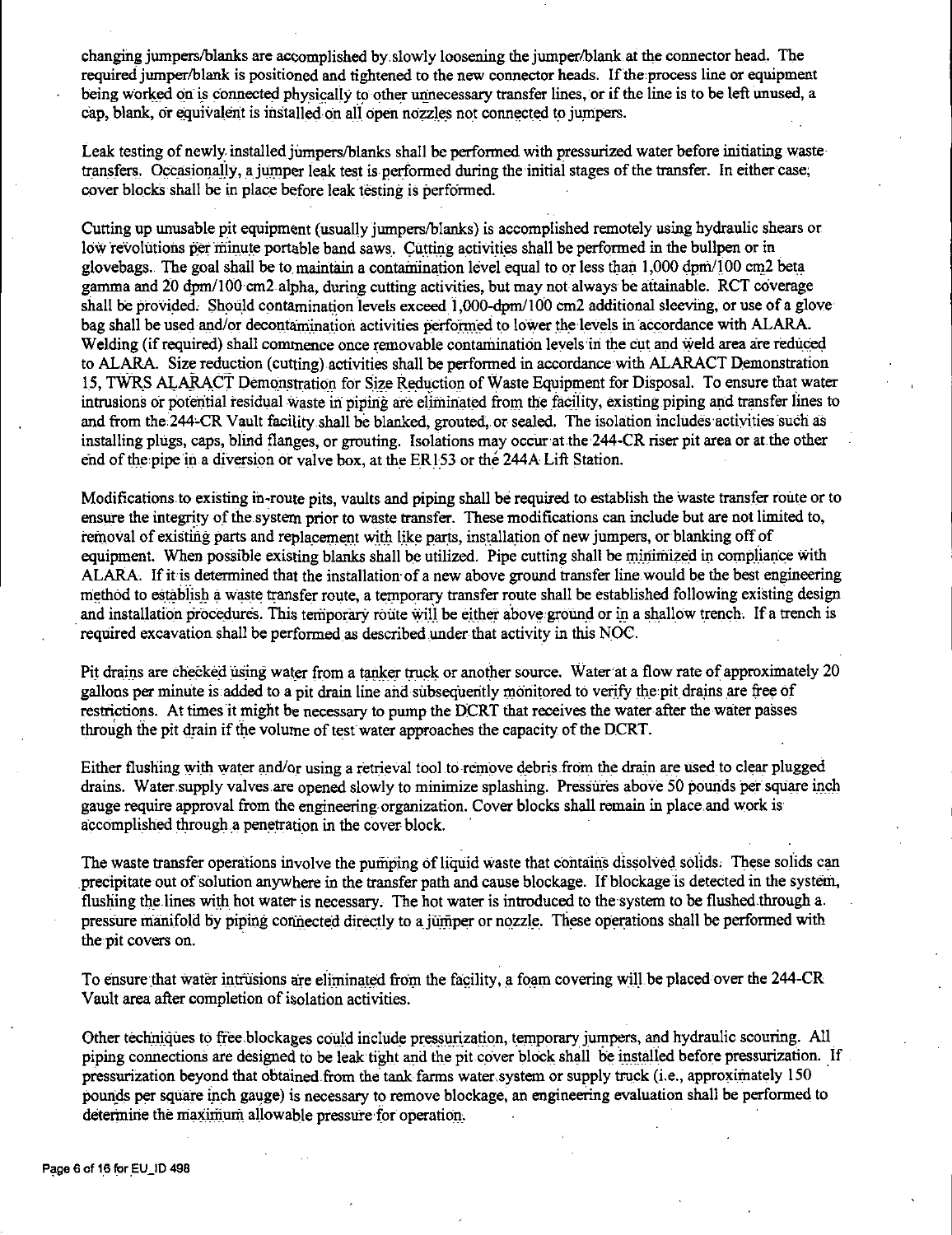changing jumpers/blanks are accomplished by slowly loosening the jumper/blank at the connector head. The required jumper/blank is positioned and tightened to the new connector heads. If the process line or equipment being worked on is connected physically to other unnecessary transfer lines, or if the line is to be left unused, a cap, blank, or equivalent is installed on all open nozzles not connected to jumpers.

Leak testing of newly installed jumpers/blanks shall be performed with pressurized water before initiating waste transfers. Occasionally, a jumper leak test is performed during the initial stages of the transfer. In either case, cover blocks shall be in place before leak testing is performed.

Cutting up unusable pit equipment (usually jumpers/blanks) is accomplished remotely using hydraulic shears or low revolutions per minute portable band saws. Cutting activities shall be performed in the bullpen or in glovebags. The goal shall be to maintain a contamination level equal to or less than 1,000 dpm/100 cm2 beta gamma and 20 dpm/100 cm2 alpha, during cutting activities, but may not always be attainable. RCT coverage shall be provided. Should contamination levels exceed 1,000-dpm/100 cm2 additional sleeving, or use of a glove bag shall be used and/or decontamination activities performed to lower the levels in accordance with ALARA. Welding (if required) shall commence once removable contamination levels in the cut and weld area are reduced to ALARA. Size reduction (cutting) activities shall be performed in accordance with ALARACT Demonstration 15, TWRS ALARACT Demonstration for Size Reduction of Waste Equipment for Disposal. To ensure that water intrusions or potential residual waste in piping are eliminated from the facility, existing piping and transfer lines to and from the 244-CR Vault facility shall be blanked, grouted, or sealed. The isolation includes activities such as installing plugs, caps, blind flanges, or grouting. Isolations may occur at the 244-CR riser pit area or at the other end of the pipe in a diversion or valve box, at the ER153 or the 244A Lift Station.

Modifications to existing in-route pits, vaults and piping shall be required to establish the waste transfer route or to ensure the integrity of the system prior to waste transfer. These modifications can include but are not limited to, removal of existing parts and replacement with like parts, installation of new jumpers, or blanking off of equipment. When possible existing blanks shall be utilized. Pipe cutting shall be minimized in compliance with ALARA. If it is determined that the installation of a new above ground transfer line would be the best engineering method to establish a waste transfer route, a temporary transfer route shall be established following existing design and installation procedures. This temporary route will be either above ground or in a shallow trench. If a trench is required excavation shall be performed as described under that activity in this NOC.

Pit drains are checked using water from a tanker truck or another source. Water at a flow rate of approximately 20 gallons per minute is added to a pit drain line and subsequently monitored to verify the pit drains are free of restrictions. At times it might be necessary to pump the DCRT that receives the water after the water passes through the pit drain if the volume of test water approaches the capacity of the DCRT.

Either flushing with water and/or using a retrieval tool to remove debris from the drain are used to clear plugged drains. Water supply valves are opened slowly to minimize splashing. Pressures above 50 pounds per square inch gauge require approval from the engineering organization. Cover blocks shall remain in place and work is accomplished through a penetration in the cover block.

The waste transfer operations involve the pumping of liquid waste that contains dissolved solids. These solids can precipitate out of solution anywhere in the transfer path and cause blockage. If blockage is detected in the system, flushing the lines with hot water is necessary. The hot water is introduced to the system to be flushed through a pressure manifold by piping connected directly to a jumper or nozzle. These operations shall be performed with the pit covers on.

To ensure that water intrusions are eliminated from the facility, a foam covering will be placed over the 244-CR Vault area after completion of isolation activities.

Other techniques to free blockages could include pressurization, temporary jumpers, and hydraulic scouring. All piping connections are designed to be leak tight and the pit cover block shall be installed before pressurization. If pressurization beyond that obtained from the tank farms water system or supply truck (i.e., approximately 150 pounds per square inch gauge) is necessary to remove blockage, an engineering evaluation shall be performed to determine the maximum allowable pressure for operation.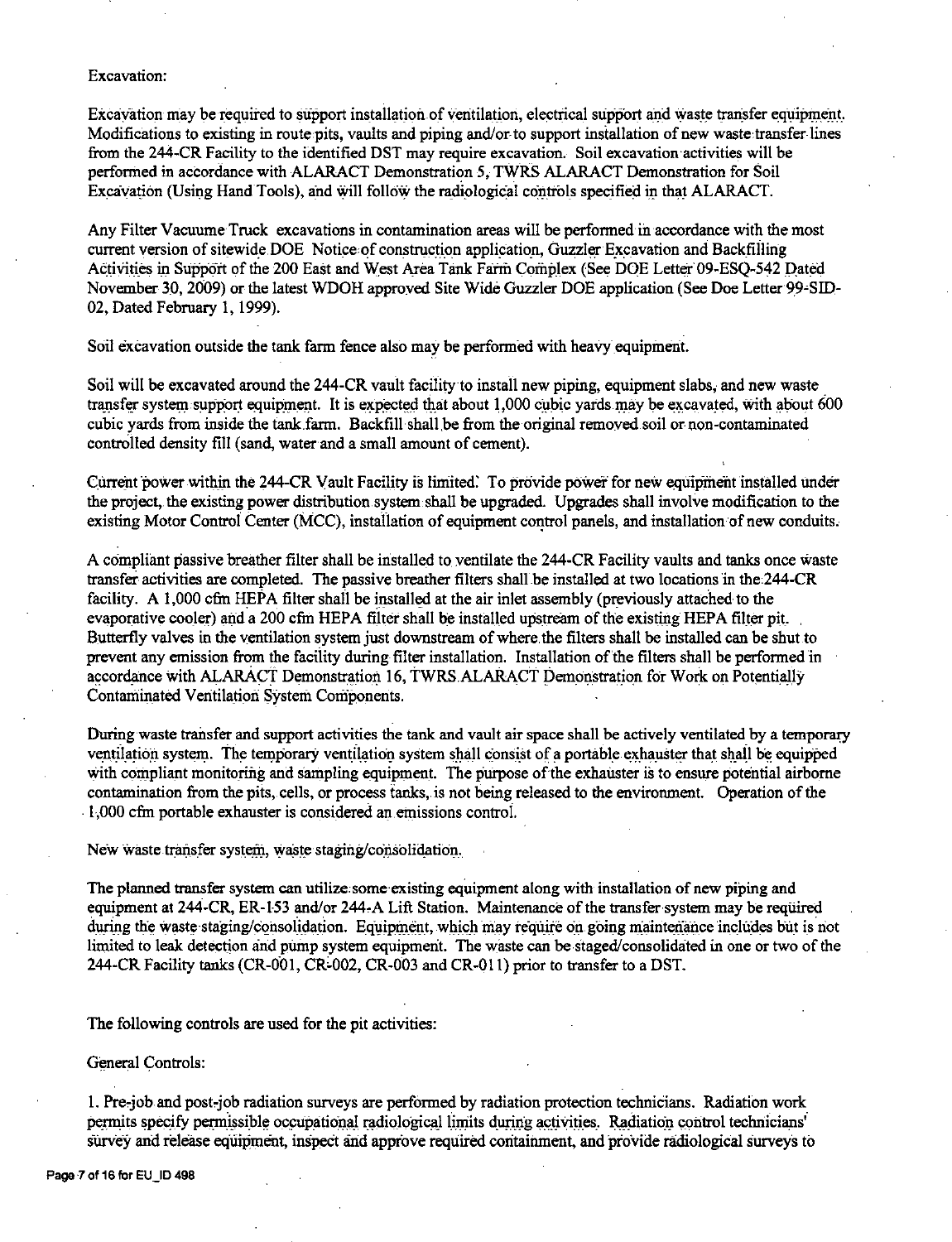Excavation:

Excavation may be required to support installation of ventilation, electrical support and waste transfer equipment. Modifications to existing in route pits, vaults and piping and/or to support installation of new waste transfer lines from the 244-CR Facility to the identified DST may require excavation. Soil excavation activities will be performed in accordance with ALARACT Demonstration 5, TWRS ALARACT Demonstration for Soil Excavation (Using Hand Tools), and will follow the radiological controls specified in that ALARACT.

Any Filter Vacuume Truck excavations in contamination areas will be performed in accordance with the most current version of sitewide DOE Notice of construction application, Guzzler Excavation and Backfilling Activities in Support of the 200 East and West Area Tank Farm Complex (See DOE Letter 09-ESQ-542 Dated November 30, 2009) or the latest WDOH approved Site Wide Guzzler DOE application (See Doe Letter 99-SID-02, Dated February 1, 1999).

Soil excavation outside the tank farm fence also may be performed with heavy equipment.

Soil will be excavated around the 244-CR vault facility to install new piping, equipment slabs, and new waste transfer system support equipment. It is expected that about 1,000 cubic yards may be excavated, with about 600 cubic yards from inside the tank farm. Backfill shall be from the original removed soil or non-contaminated controlled density fill (sand, water and a small amount of cement).

Current power within the 244-CR Vault Facility is limited. To provide power for new equipment installed under the project, the existing power distribution system shall be upgraded. Upgrades shall involve modification to the existing Motor Control Center (MCC), installation of equipment control panels, and installation of new conduits.

A compliant passive breather filter shall be installed to ventilate the 244-CR Facility vaults and tanks once waste transfer activities are completed. The passive breather filters shall be installed at two locations in the 244-CR facility. A 1,000 cfm HEPA filter shall be installed at the air inlet assembly (previously attached to the evaporative cooler) and a 200 cfm HEPA filter shall be installed upstream of the existing HEPA filter pit. Butterfly valves in the ventilation system just downstream of where the filters shall be installed can be shut to prevent any emission from the facility during filter installation. Installation of the filters shall be performed in accordance with ALARACT Demonstration 16, TWRS ALARACT Demonstration for Work on Potentially Contaminated Ventilation System Components.

During waste transfer and support activities the tank and vault air space shall be actively ventilated by a temporary ventilation system. The temporary ventilation system shall consist of a portable exhauster that shall be equipped with compliant monitoring and sampling equipment. The purpose of the exhauster is to ensure potential airborne contamination from the pits, cells, or process tanks, is not being released to the environment. Operation of the 1,000 cfm portable exhauster is considered an emissions control.

New waste transfer system, waste staging/consolidation.

The planned transfer system can utilize some existing equipment along with installation of new piping and equipment at 244-CR, ER-153 and/or 244-A Lift Station. Maintenance of the transfer system may be required during the waste staging/consolidation. Equipment, which may require on going maintenance includes but is not limited to leak detection and pump system equipment. The waste can be staged/consolidated in one or two of the 244-CR Facility tanks (CR-001, CR-002, CR-003 and CR-011) prior to transfer to a DST.

The following controls are used for the pit activities:

General Controls:

1. Pre-job and post-job radiation surveys are performed by radiation protection technicians. Radiation work permits specify permissible occupational radiological limits during activities. Radiation control technicians' survey and release equipment, inspect and approve required containment, and provide radiological surveys to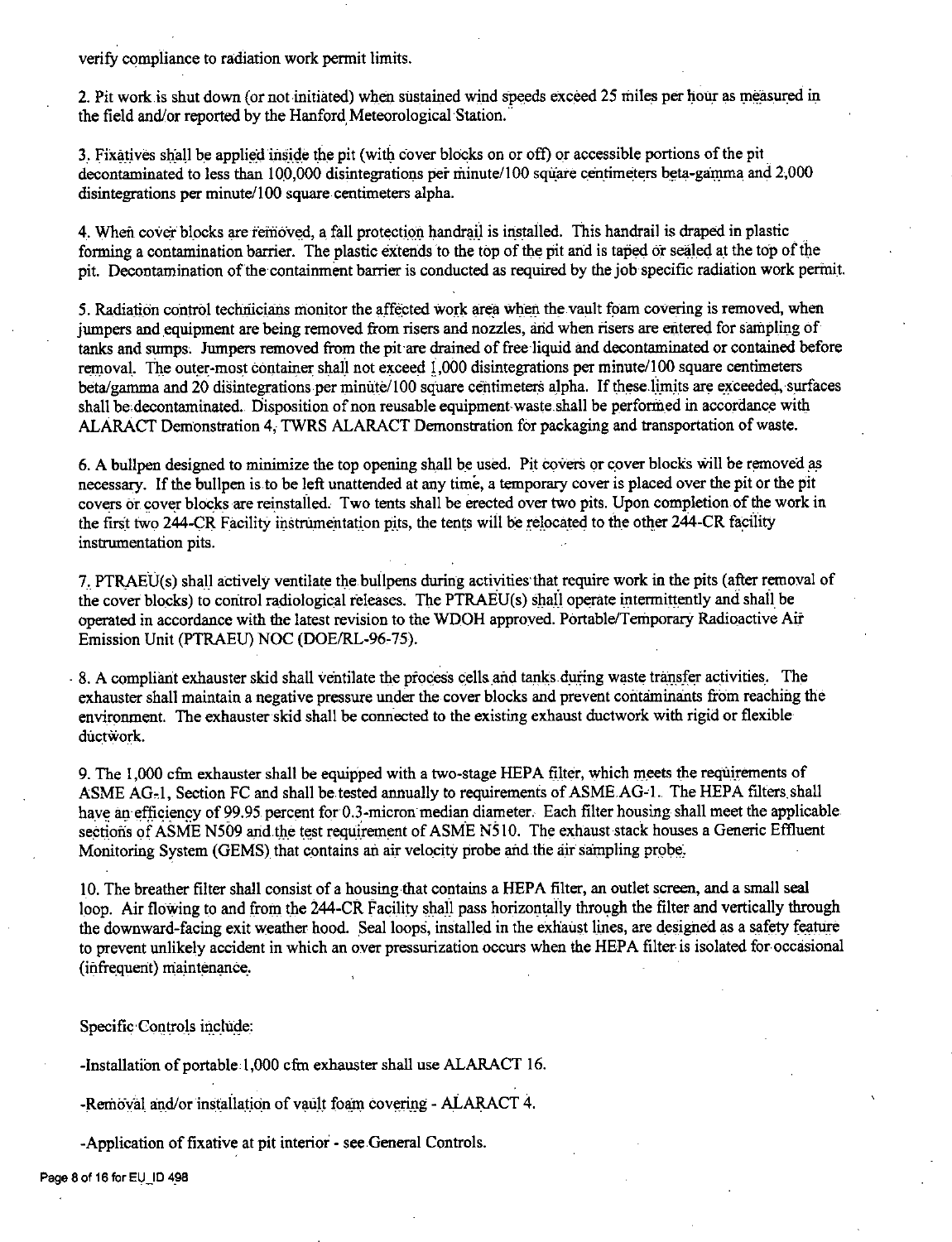verify compliance to radiation work permit limits.

2. Pit work is shut down (or not initiated) when sustained wind speeds exceed 25 miles per hour as measured in the field and/or reported by the Hanford Meteorological Station.

3. Fixatives shall be applied inside the pit (with cover blocks on or off) or accessible portions of the pit decontaminated to less than 100,000 disintegrations per minute/100 square centimeters beta-gamma and 2,000 disintegrations per minute/100 square centimeters alpha.

4. When cover blocks are removed, a fall protection handrail is installed. This handrail is draped in plastic forming a contamination barrier. The plastic extends to the top of the pit and is taped or sealed at the top of the pit. Decontamination of the containment barrier is conducted as required by the job specific radiation work permit.

5. Radiation control technicians monitor the affected work area when the vault foam covering is removed, when jumpers and equipment are being removed from risers and nozzles, and when risers are entered for sampling of tanks and sumps. Jumpers removed from the pit are drained of free liquid and decontaminated or contained before removal. The outer-most container shall not exceed 1,000 disintegrations per minute/100 square centimeters beta/gamma and 20 disintegrations per minute/100 square centimeters alpha. If these limits are exceeded, surfaces shall be decontaminated. Disposition of non reusable equipment waste shall be performed in accordance with ALARACT Demonstration 4, TWRS ALARACT Demonstration for packaging and transportation of waste.

6. A bullpen designed to minimize the top opening shall be used. Pit covers or cover blocks will be removed as necessary. If the bullpen is to be left unattended at any time, a temporary cover is placed over the pit or the pit covers or cover blocks are reinstalled. Two tents shall be erected over two pits. Upon completion of the work in the first two 244-CR Facility instrumentation pits, the tents will be relocated to the other 244-CR facility instrumentation pits.

7. PTRAEU(s) shall actively ventilate the bullpens during activities that require work in the pits (after removal of the cover blocks) to control radiological releases. The PTRAEU(s) shall operate intermittently and shall be operated in accordance with the latest revision to the WDOH approved. Portable/Temporary Radioactive Air Emission Unit (PTRAEU) NOC (DOE/RL-96-75).

8. A compliant exhauster skid shall ventilate the process cells and tanks during waste transfer activities. The exhauster shall maintain a negative pressure under the cover blocks and prevent contaminants from reaching the environment. The exhauster skid shall be connected to the existing exhaust ductwork with rigid or flexible ductwork.

9. The 1,000 cfm exhauster shall be equipped with a two-stage HEPA filter, which meets the requirements of ASME AG-1, Section FC and shall be tested annually to requirements of ASME AG-1. The HEPA filters shall have an efficiency of 99.95 percent for 0.3-micron median diameter. Each filter housing shall meet the applicable sections of ASME N509 and the test requirement of ASME N510. The exhaust stack houses a Generic Effluent Monitoring System (GEMS) that contains an air velocity probe and the air sampling probe.

10. The breather filter shall consist of a housing that contains a HEPA filter, an outlet screen, and a small seal loop. Air flowing to and from the 244-CR Facility shall pass horizontally through the filter and vertically through the downward-facing exit weather hood. Seal loops, installed in the exhaust lines, are designed as a safety feature to prevent unlikely accident in which an over pressurization occurs when the HEPA filter is isolated for occasional (infrequent) maintenance.

Specific Controls include:

-Installation of portable 1,000 cfm exhauster shall use ALARACT 16.

-Removal and/or installation of vault foam covering - ALARACT 4.

-Application of fixative at pit interior - see General Controls.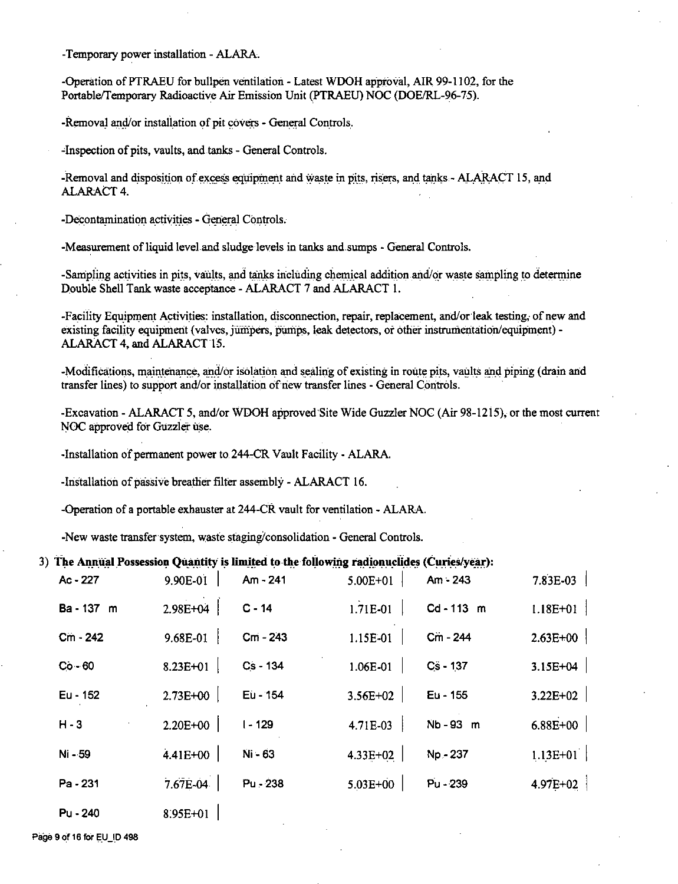-Temporary power installation - ALARA.

-Operation of PTRAEU for bullpen ventilation - Latest WDOH approval, AIR 99-1102, for the Portable/Temporary Radioactive Air Emission Unit (PTRAEU) NOC (DOE/RL-96-75).

-Removal and/or installation of pit covers - General Controls.

-Inspection of pits, vaults, and tanks - General Controls.

-Removal and disposition of excess equipment and waste in pits, risers, and tanks - ALARACT 15, and ALARACT 4.

-Decontamination activities - General Controls.

-Measurement of liquid level and sludge levels in tanks and sumps - General Controls.

-Sampling activities in pits, vaults, and tanks including chemical addition and/or waste sampling to determine Double Shell Tank waste acceptance - ALARACT 7 and ALARACT 1.

-Facility Equipment Activities: installation, disconnection, repair, replacement, and/or leak testing, of new and existing facility equipment (valves, jumpers, pumps, leak detectors, or other instrumentation/equipment) - ALARACT 4, and ALARACT 15.

-Modifications, maintenance, and/or isolation and sealing of existing in route pits, vaults and piping (drain and transfer lines) to support and/or installation of new transfer lines - General Controls.

-Excavation - ALARACT 5, and/or WDOH approved Site Wide Guzzler NOC (Air 98-1215), or the most current NOC approved for Guzzler use.

-Installation of permanent power to 244-CR Vault Facility - ALARA.

-Installation of passive breather filter assembly - ALARACT 16.

-Operation of a portable exhauster at 244-CR vault for ventilation - ALARA.

-New waste transfer system, waste staging/consolidation - General Controls.

3) **The Annual Possession Quantity is limited to the following radionuclides (Curies/year):**

| | | | | | |
|---|---|---|---|---|---|
| Ac - 227 | 9.90E-01 | Am - 241 | 5.00E+01 | Am - 243 | 7.83E-03 |
| Ba - 137 m | 2.98E+04 | C - 14 | 1.71E-01 | Cd - 113 m | 1.18E+01 |
| Cm - 242 | 9.68E-01 | Cm - 243 | 1.15E-01 | Cm - 244 | 2.63E+00 |
| Co - 60 | 8.23E+01 | Cs - 134 | 1.06E-01 | Cs - 137 | 3.15E+04 |
| Eu - 152 | 2.73E+00 | Eu - 154 | 3.56E+02 | Eu - 155 | 3.22E+02 |
| H - 3 | 2.20E+00 | I - 129 | 4.71E-03 | Nb - 93 m | 6.88E+00 |
| Ni - 59 | 4.41E+00 | Ni - 63 | 4.33E+02 | Np - 237 | 1.13E+01 |
| Pa - 231 | 7.67E-04 | Pu - 238 | 5.03E+00 | Pu - 239 | 4.97E+02 |
| Pu - 240 | 8.95E+01 | | | | |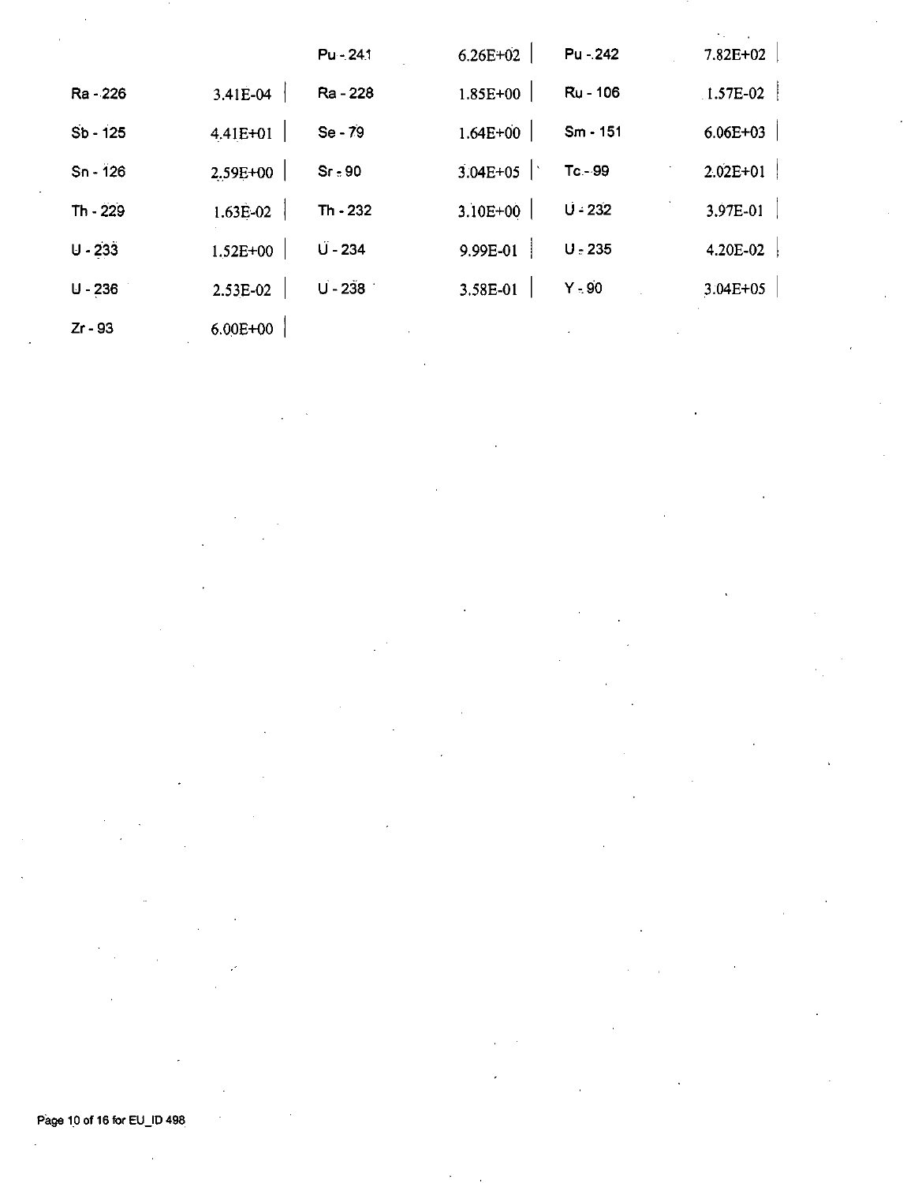| | | | | | |
|---|---|---|---|---|---|
| | | Pu - 241 | 6.26E+02 | Pu - 242 | 7.82E+02 |
| Ra - 226 | 3.41E-04 | Ra - 228 | 1.85E+00 | Ru - 106 | 1.57E-02 |
| Sb - 125 | 4.41E+01 | Se - 79 | 1.64E+00 | Sm - 151 | 6.06E+03 |
| Sn - 126 | 2.59E+00 | Sr - 90 | 3.04E+05 | Tc - 99 | 2.02E+01 |
| Th - 229 | 1.63E-02 | Th - 232 | 3.10E+00 | U - 232 | 3.97E-01 |
| U - 233 | 1.52E+00 | U - 234 | 9.99E-01 | U - 235 | 4.20E-02 |
| U - 236 | 2.53E-02 | U - 238 | 3.58E-01 | Y - 90 | 3.04E+05 |
| Zr - 93 | 6.00E+00 | | | | |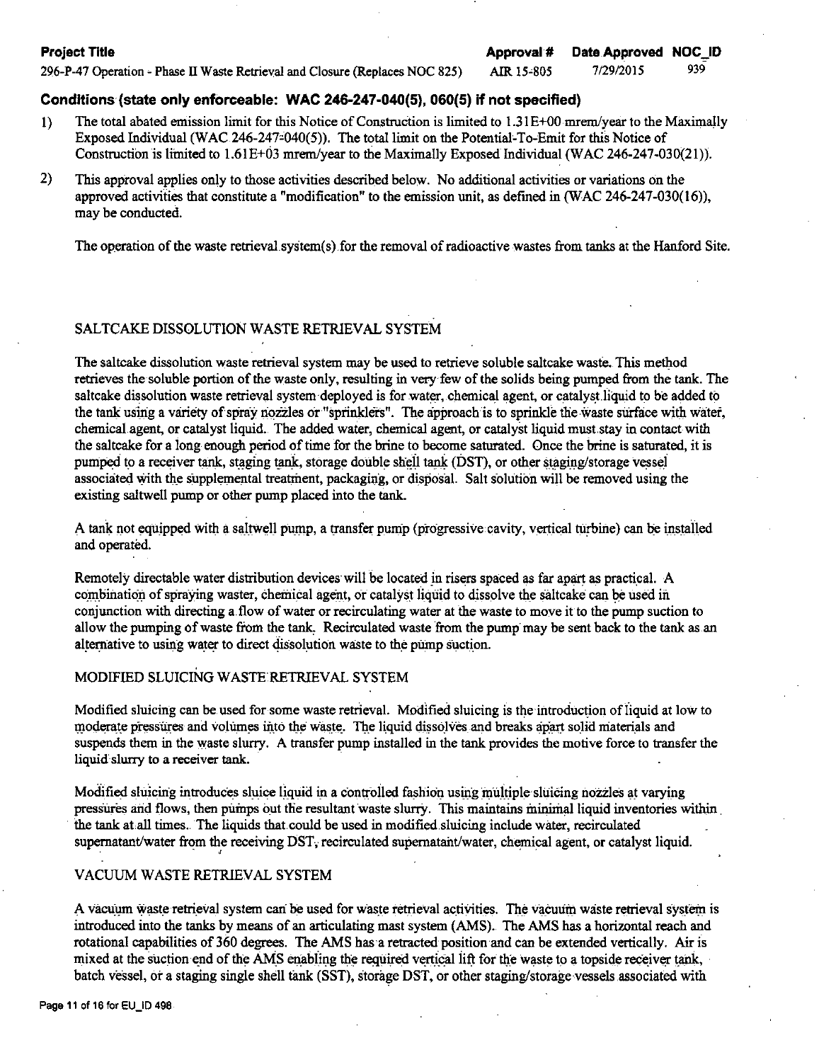| Project Title | Approval # | Date Approved | NOC_ID |
|---|---|---|---|
| 296-P-47 Operation - Phase II Waste Retrieval and Closure (Replaces NOC 825) | AIR 15-805 | 7/29/2015 | 939 |

## Conditions (state only enforceable: WAC 246-247-040(5), 060(5) if not specified)

1) The total abated emission limit for this Notice of Construction is limited to 1.31E+00 mrem/year to the Maximally Exposed Individual (WAC 246-247-040(5)). The total limit on the Potential-To-Emit for this Notice of Construction is limited to 1.61E+03 mrem/year to the Maximally Exposed Individual (WAC 246-247-030(21)).

2) This approval applies only to those activities described below. No additional activities or variations on the approved activities that constitute a "modification" to the emission unit, as defined in (WAC 246-247-030(16)), may be conducted.

The operation of the waste retrieval system(s) for the removal of radioactive wastes from tanks at the Hanford Site.

### SALTCAKE DISSOLUTION WASTE RETRIEVAL SYSTEM

The saltcake dissolution waste retrieval system may be used to retrieve soluble saltcake waste. This method retrieves the soluble portion of the waste only, resulting in very few of the solids being pumped from the tank. The saltcake dissolution waste retrieval system deployed is for water, chemical agent, or catalyst liquid to be added to the tank using a variety of spray nozzles or "sprinklers". The approach is to sprinkle the waste surface with water, chemical agent, or catalyst liquid. The added water, chemical agent, or catalyst liquid must stay in contact with the saltcake for a long enough period of time for the brine to become saturated. Once the brine is saturated, it is pumped to a receiver tank, staging tank, storage double shell tank (DST), or other staging/storage vessel associated with the supplemental treatment, packaging, or disposal. Salt solution will be removed using the existing saltwell pump or other pump placed into the tank.

A tank not equipped with a saltwell pump, a transfer pump (progressive cavity, vertical turbine) can be installed and operated.

Remotely directable water distribution devices will be located in risers spaced as far apart as practical. A combination of spraying waster, chemical agent, or catalyst liquid to dissolve the saltcake can be used in conjunction with directing a flow of water or recirculating water at the waste to move it to the pump suction to allow the pumping of waste from the tank. Recirculated waste from the pump may be sent back to the tank as an alternative to using water to direct dissolution waste to the pump suction.

### MODIFIED SLUICING WASTE RETRIEVAL SYSTEM

Modified sluicing can be used for some waste retrieval. Modified sluicing is the introduction of liquid at low to moderate pressures and volumes into the waste. The liquid dissolves and breaks apart solid materials and suspends them in the waste slurry. A transfer pump installed in the tank provides the motive force to transfer the liquid slurry to a receiver tank.

Modified sluicing introduces sluice liquid in a controlled fashion using multiple sluicing nozzles at varying pressures and flows, then pumps out the resultant waste slurry. This maintains minimal liquid inventories within the tank at all times. The liquids that could be used in modified sluicing include water, recirculated supernatant/water from the receiving DST, recirculated supernatant/water, chemical agent, or catalyst liquid.

### VACUUM WASTE RETRIEVAL SYSTEM

A vacuum waste retrieval system can be used for waste retrieval activities. The vacuum waste retrieval system is introduced into the tanks by means of an articulating mast system (AMS). The AMS has a horizontal reach and rotational capabilities of 360 degrees. The AMS has a retracted position and can be extended vertically. Air is mixed at the suction end of the AMS enabling the required vertical lift for the waste to a topside receiver tank, batch vessel, or a staging single shell tank (SST), storage DST, or other staging/storage vessels associated with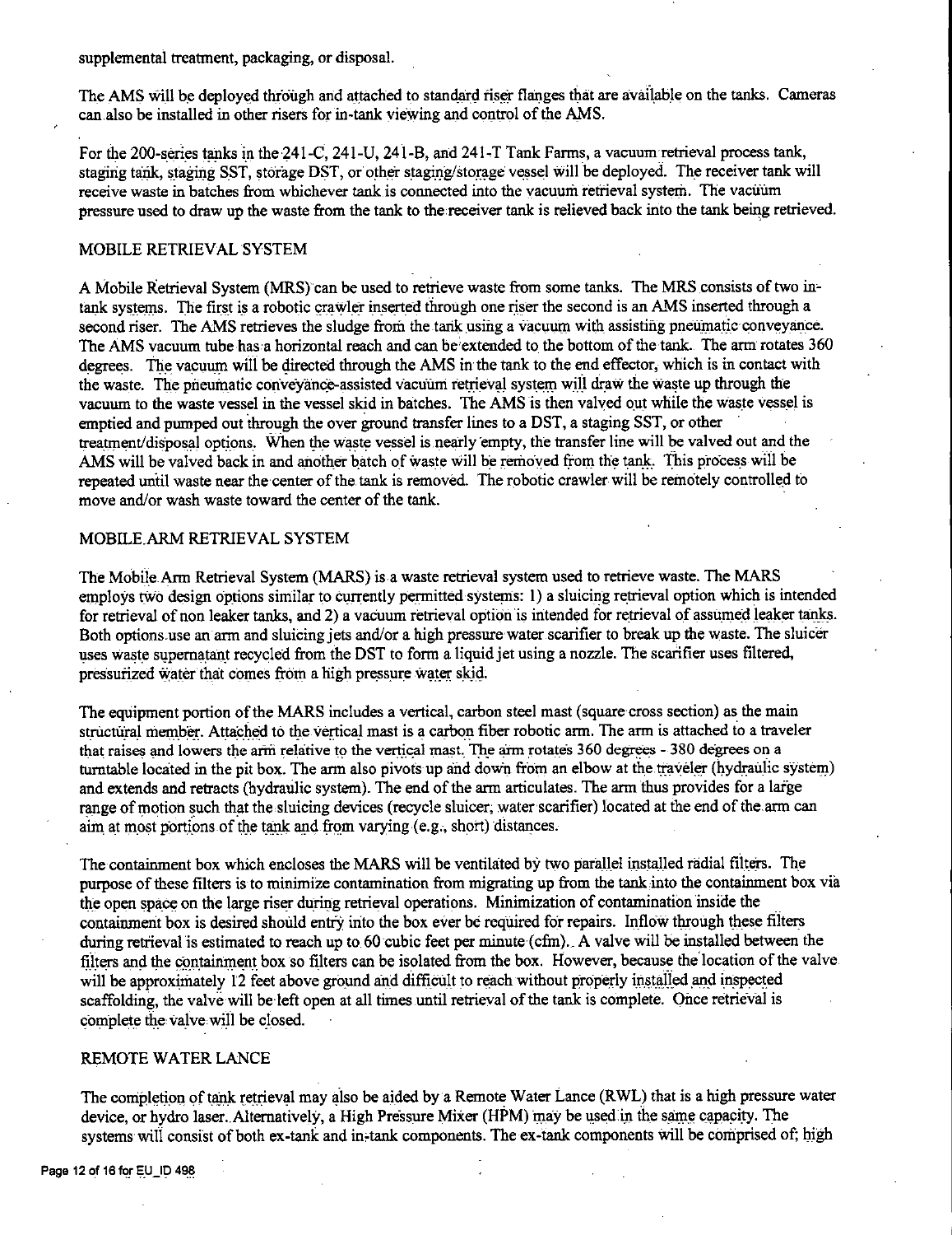supplemental treatment, packaging, or disposal.

The AMS will be deployed through and attached to standard riser flanges that are available on the tanks. Cameras can also be installed in other risers for in-tank viewing and control of the AMS.

For the 200-series tanks in the 241-C, 241-U, 241-B, and 241-T Tank Farms, a vacuum retrieval process tank, staging tank, staging SST, storage DST, or other staging/storage vessel will be deployed. The receiver tank will receive waste in batches from whichever tank is connected into the vacuum retrieval system. The vacuum pressure used to draw up the waste from the tank to the receiver tank is relieved back into the tank being retrieved.

## MOBILE RETRIEVAL SYSTEM

A Mobile Retrieval System (MRS) can be used to retrieve waste from some tanks. The MRS consists of two in-tank systems. The first is a robotic crawler inserted through one riser the second is an AMS inserted through a second riser. The AMS retrieves the sludge from the tank using a vacuum with assisting pneumatic conveyance. The AMS vacuum tube has a horizontal reach and can be extended to the bottom of the tank. The arm rotates 360 degrees. The vacuum will be directed through the AMS in the tank to the end effector, which is in contact with the waste. The pneumatic conveyance-assisted vacuum retrieval system will draw the waste up through the vacuum to the waste vessel in the vessel skid in batches. The AMS is then valved out while the waste vessel is emptied and pumped out through the over ground transfer lines to a DST, a staging SST, or other treatment/disposal options. When the waste vessel is nearly empty, the transfer line will be valved out and the AMS will be valved back in and another batch of waste will be removed from the tank. This process will be repeated until waste near the center of the tank is removed. The robotic crawler will be remotely controlled to move and/or wash waste toward the center of the tank.

## MOBILE ARM RETRIEVAL SYSTEM

The Mobile Arm Retrieval System (MARS) is a waste retrieval system used to retrieve waste. The MARS employs two design options similar to currently permitted systems: 1) a sluicing retrieval option which is intended for retrieval of non leaker tanks, and 2) a vacuum retrieval option is intended for retrieval of assumed leaker tanks. Both options use an arm and sluicing jets and/or a high pressure water scarifier to break up the waste. The sluicer uses waste supernatant recycled from the DST to form a liquid jet using a nozzle. The scarifier uses filtered, pressurized water that comes from a high pressure water skid.

The equipment portion of the MARS includes a vertical, carbon steel mast (square cross section) as the main structural member. Attached to the vertical mast is a carbon fiber robotic arm. The arm is attached to a traveler that raises and lowers the arm relative to the vertical mast. The arm rotates 360 degrees - 380 degrees on a turntable located in the pit box. The arm also pivots up and down from an elbow at the traveler (hydraulic system) and extends and retracts (hydraulic system). The end of the arm articulates. The arm thus provides for a large range of motion such that the sluicing devices (recycle sluicer, water scarifier) located at the end of the arm can aim at most portions of the tank and from varying (e.g., short) distances.

The containment box which encloses the MARS will be ventilated by two parallel installed radial filters. The purpose of these filters is to minimize contamination from migrating up from the tank into the containment box via the open space on the large riser during retrieval operations. Minimization of contamination inside the containment box is desired should entry into the box ever be required for repairs. Inflow through these filters during retrieval is estimated to reach up to 60 cubic feet per minute (cfm). A valve will be installed between the filters and the containment box so filters can be isolated from the box. However, because the location of the valve will be approximately 12 feet above ground and difficult to reach without properly installed and inspected scaffolding, the valve will be left open at all times until retrieval of the tank is complete. Once retrieval is complete the valve will be closed.

## REMOTE WATER LANCE

The completion of tank retrieval may also be aided by a Remote Water Lance (RWL) that is a high pressure water device, or hydro laser. Alternatively, a High Pressure Mixer (HPM) may be used in the same capacity. The systems will consist of both ex-tank and in-tank components. The ex-tank components will be comprised of; high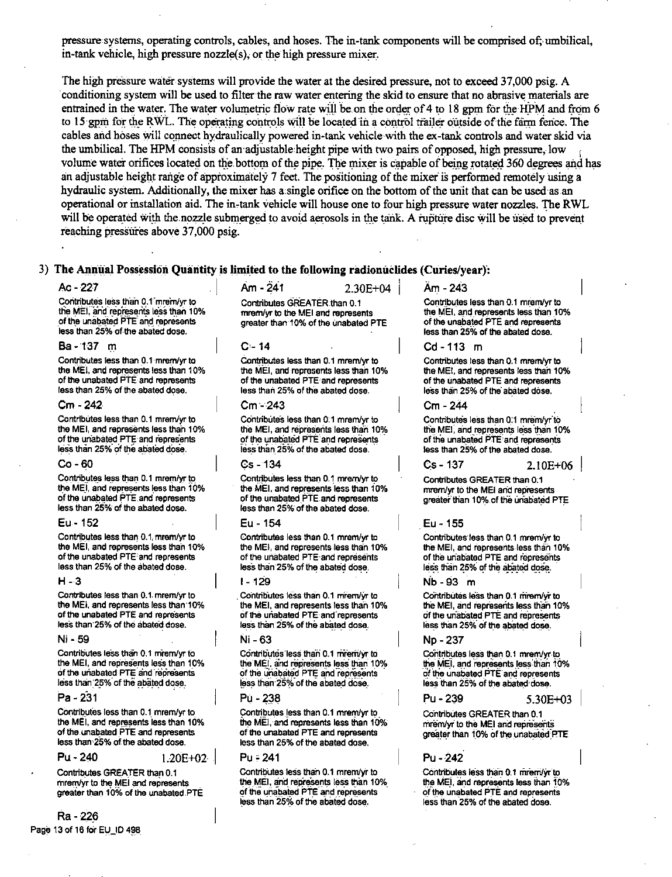pressure systems, operating controls, cables, and hoses. The in-tank components will be comprised of; umbilical, in-tank vehicle, high pressure nozzle(s), or the high pressure mixer.

The high pressure water systems will provide the water at the desired pressure, not to exceed 37,000 psig. A conditioning system will be used to filter the raw water entering the skid to ensure that no abrasive materials are entrained in the water. The water volumetric flow rate will be on the order of 4 to 18 gpm for the HPM and from 6 to 15 gpm for the RWL. The operating controls will be located in a control trailer outside of the farm fence. The cables and hoses will connect hydraulically powered in-tank vehicle with the ex-tank controls and water skid via the umbilical. The HPM consists of an adjustable height pipe with two pairs of opposed, high pressure, low volume water orifices located on the bottom of the pipe. The mixer is capable of being rotated 360 degrees and has an adjustable height range of approximately 7 feet. The positioning of the mixer is performed remotely using a hydraulic system. Additionally, the mixer has a single orifice on the bottom of the unit that can be used as an operational or installation aid. The in-tank vehicle will house one to four high pressure water nozzles. The RWL will be operated with the nozzle submerged to avoid aerosols in the tank. A rupture disc will be used to prevent reaching pressures above 37,000 psig.

3) **The Annual Possession Quantity is limited to the following radionuclides (Curies/year):**

| Radionuclide | Quantity | Notes |
|---|---|---|
| Ac - 227 | | Contributes less than 0.1 mrem/yr to the MEI, and represents less than 10% of the unabated PTE and represents less than 25% of the abated dose. |
| Am - 241 | 2.30E+04 | Contributes GREATER than 0.1 mrem/yr to the MEI and represents greater than 10% of the unabated PTE |
| Am - 243 | | Contributes less than 0.1 mrem/yr to the MEI, and represents less than 10% of the unabated PTE and represents less than 25% of the abated dose. |
| Ba - 137 m | | Contributes less than 0.1 mrem/yr to the MEI, and represents less than 10% of the unabated PTE and represents less than 25% of the abated dose. |
| C - 14 | | Contributes less than 0.1 mrem/yr to the MEI, and represents less than 10% of the unabated PTE and represents less than 25% of the abated dose. |
| Cd - 113 m | | Contributes less than 0.1 mrem/yr to the MEI, and represents less than 10% of the unabated PTE and represents less than 25% of the abated dose. |
| Cm - 242 | | Contributes less than 0.1 mrem/yr to the MEI, and represents less than 10% of the unabated PTE and represents less than 25% of the abated dose. |
| Cm - 243 | | Contributes less than 0.1 mrem/yr to the MEI, and represents less than 10% of the unabated PTE and represents less than 25% of the abated dose. |
| Cm - 244 | | Contributes less than 0.1 mrem/yr to the MEI, and represents less than 10% of the unabated PTE and represents less than 25% of the abated dose. |
| Co - 60 | | Contributes less than 0.1 mrem/yr to the MEI, and represents less than 10% of the unabated PTE and represents less than 25% of the abated dose. |
| Cs - 134 | | Contributes less than 0.1 mrem/yr to the MEI, and represents less than 10% of the unabated PTE and represents less than 25% of the abated dose. |
| Cs - 137 | 2.10E+06 | Contributes GREATER than 0.1 mrem/yr to the MEI and represents greater than 10% of the unabated PTE |
| Eu - 152 | | Contributes less than 0.1 mrem/yr to the MEI, and represents less than 10% of the unabated PTE and represents less than 25% of the abated dose. |
| Eu - 154 | | Contributes less than 0.1 mrem/yr to the MEI, and represents less than 10% of the unabated PTE and represents less than 25% of the abated dose. |
| Eu - 155 | | Contributes less than 0.1 mrem/yr to the MEI, and represents less than 10% of the unabated PTE and represents less than 25% of the abated dose. |
| H - 3 | | Contributes less than 0.1 mrem/yr to the MEI, and represents less than 10% of the unabated PTE and represents less than 25% of the abated dose. |
| I - 129 | | Contributes less than 0.1 mrem/yr to the MEI, and represents less than 10% of the unabated PTE and represents less than 25% of the abated dose. |
| Nb - 93 m | | Contributes less than 0.1 mrem/yr to the MEI, and represents less than 10% of the unabated PTE and represents less than 25% of the abated dose. |
| Ni - 59 | | Contributes less than 0.1 mrem/yr to the MEI, and represents less than 10% of the unabated PTE and represents less than 25% of the abated dose. |
| Ni - 63 | | Contributes less than 0.1 mrem/yr to the MEI, and represents less than 10% of the unabated PTE and represents less than 25% of the abated dose. |
| Np - 237 | | Contributes less than 0.1 mrem/yr to the MEI, and represents less than 10% of the unabated PTE and represents less than 25% of the abated dose. |
| Pa - 231 | | Contributes less than 0.1 mrem/yr to the MEI, and represents less than 10% of the unabated PTE and represents less than 25% of the abated dose. |
| Pu - 238 | | Contributes less than 0.1 mrem/yr to the MEI, and represents less than 10% of the unabated PTE and represents less than 25% of the abated dose. |
| Pu - 239 | 5.30E+03 | Contributes GREATER than 0.1 mrem/yr to the MEI and represents greater than 10% of the unabated PTE |
| Pu - 240 | 1.20E+02 | Contributes GREATER than 0.1 mrem/yr to the MEI and represents greater than 10% of the unabated PTE |
| Pu - 241 | | Contributes less than 0.1 mrem/yr to the MEI, and represents less than 10% of the unabated PTE and represents less than 25% of the abated dose. |
| Pu - 242 | | Contributes less than 0.1 mrem/yr to the MEI, and represents less than 10% of the unabated PTE and represents less than 25% of the abated dose. |
| Ra - 226 | | |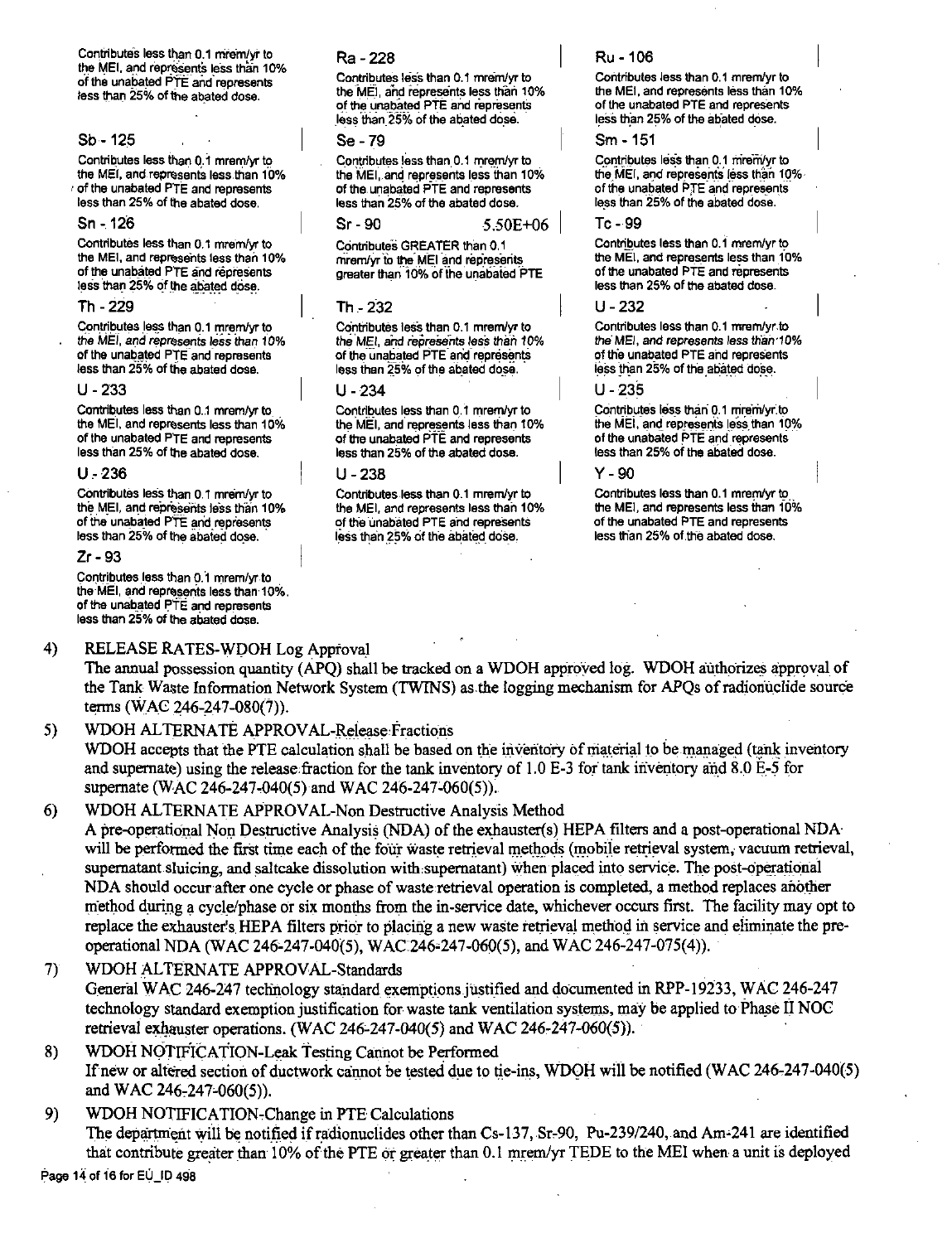Contributes less than 0.1 mrem/yr to the MEI, and represents less than 10% of the unabated PTE and represents less than 25% of the abated dose.

**Ra - 228**

Contributes less than 0.1 mrem/yr to the MEI, and represents less than 10% of the unabated PTE and represents less than 25% of the abated dose.

**Ru - 106**

Contributes less than 0.1 mrem/yr to the MEI, and represents less than 10% of the unabated PTE and represents less than 25% of the abated dose.

**Sb - 125**

Contributes less than 0.1 mrem/yr to the MEI, and represents less than 10% of the unabated PTE and represents less than 25% of the abated dose.

**Se - 79**

Contributes less than 0.1 mrem/yr to the MEI, and represents less than 10% of the unabated PTE and represents less than 25% of the abated dose.

**Sm - 151**

Contributes less than 0.1 mrem/yr to the MEI, and represents less than 10% of the unabated PTE and represents less than 25% of the abated dose.

**Sn - 126**

Contributes less than 0.1 mrem/yr to the MEI, and represents less than 10% of the unabated PTE and represents less than 25% of the abated dose.

**Sr - 90** 5.50E+06

Contributes GREATER than 0.1 mrem/yr to the MEI and represents greater than 10% of the unabated PTE

**Tc - 99**

Contributes less than 0.1 mrem/yr to the MEI, and represents less than 10% of the unabated PTE and represents less than 25% of the abated dose.

**Th - 229**

Contributes less than 0.1 mrem/yr to the MEI, and represents less than 10% of the unabated PTE and represents less than 25% of the abated dose.

**Th - 232**

Contributes less than 0.1 mrem/yr to the MEI, and represents less than 10% of the unabated PTE and represents less than 25% of the abated dose.

**U - 232**

Contributes less than 0.1 mrem/yr to the MEI, and represents less than 10% of the unabated PTE and represents less than 25% of the abated dose.

**U - 233**

Contributes less than 0.1 mrem/yr to the MEI, and represents less than 10% of the unabated PTE and represents less than 25% of the abated dose.

**U - 234**

Contributes less than 0.1 mrem/yr to the MEI, and represents less than 10% of the unabated PTE and represents less than 25% of the abated dose.

**U - 235**

Contributes less than 0.1 mrem/yr to the MEI, and represents less than 10% of the unabated PTE and represents less than 25% of the abated dose.

**U - 236**

Contributes less than 0.1 mrem/yr to the MEI, and represents less than 10% of the unabated PTE and represents less than 25% of the abated dose.

**U - 238**

Contributes less than 0.1 mrem/yr to the MEI, and represents less than 10% of the unabated PTE and represents less than 25% of the abated dose.

**Y - 90**

Contributes less than 0.1 mrem/yr to the MEI, and represents less than 10% of the unabated PTE and represents less than 25% of the abated dose.

**Zr - 93**

Contributes less than 0.1 mrem/yr to the MEI, and represents less than 10% of the unabated PTE and represents less than 25% of the abated dose.

4) RELEASE RATES-WDOH Log Approval
The annual possession quantity (APQ) shall be tracked on a WDOH approved log. WDOH authorizes approval of the Tank Waste Information Network System (TWINS) as the logging mechanism for APQs of radionuclide source terms (WAC 246-247-080(7)).

5) WDOH ALTERNATE APPROVAL-Release Fractions
WDOH accepts that the PTE calculation shall be based on the inventory of material to be managed (tank inventory and supernate) using the release fraction for the tank inventory of 1.0 E-3 for tank inventory and 8.0 E-5 for supernate (WAC 246-247-040(5) and WAC 246-247-060(5)).

6) WDOH ALTERNATE APPROVAL-Non Destructive Analysis Method
A pre-operational Non Destructive Analysis (NDA) of the exhauster(s) HEPA filters and a post-operational NDA will be performed the first time each of the four waste retrieval methods (mobile retrieval system, vacuum retrieval, supernatant sluicing, and saltcake dissolution with supernatant) when placed into service. The post-operational NDA should occur after one cycle or phase of waste retrieval operation is completed, a method replaces another method during a cycle/phase or six months from the in-service date, whichever occurs first. The facility may opt to replace the exhauster's HEPA filters prior to placing a new waste retrieval method in service and eliminate the pre-operational NDA (WAC 246-247-040(5), WAC 246-247-060(5), and WAC 246-247-075(4)).

7) WDOH ALTERNATE APPROVAL-Standards
General WAC 246-247 technology standard exemptions justified and documented in RPP-19233, WAC 246-247 technology standard exemption justification for waste tank ventilation systems, may be applied to Phase II NOC retrieval exhauster operations. (WAC 246-247-040(5) and WAC 246-247-060(5)).

8) WDOH NOTIFICATION-Leak Testing Cannot be Performed
If new or altered section of ductwork cannot be tested due to tie-ins, WDOH will be notified (WAC 246-247-040(5) and WAC 246-247-060(5)).

9) WDOH NOTIFICATION-Change in PTE Calculations
The department will be notified if radionuclides other than Cs-137, Sr-90, Pu-239/240, and Am-241 are identified that contribute greater than 10% of the PTE or greater than 0.1 mrem/yr TEDE to the MEI when a unit is deployed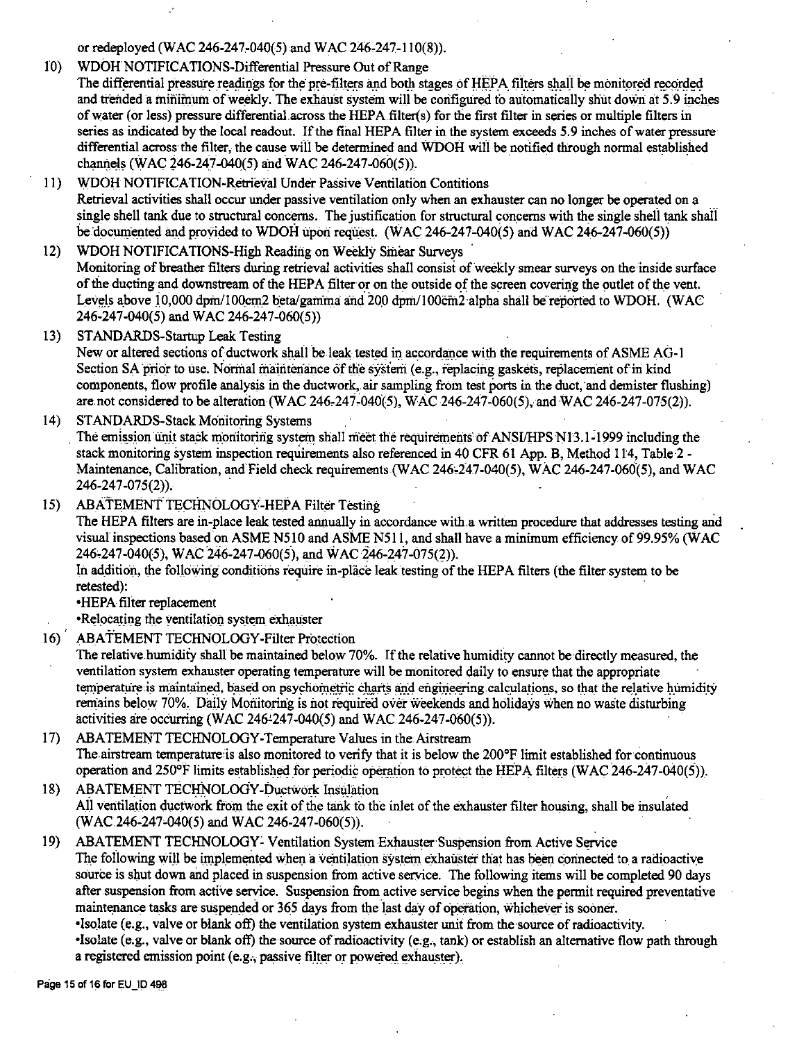or redeployed (WAC 246-247-040(5) and WAC 246-247-110(8)).

10) WDOH NOTIFICATIONS-Differential Pressure Out of Range
The differential pressure readings for the pre-filters and both stages of HEPA filters shall be monitored recorded and trended a minimum of weekly. The exhaust system will be configured to automatically shut down at 5.9 inches of water (or less) pressure differential across the HEPA filter(s) for the first filter in series or multiple filters in series as indicated by the local readout. If the final HEPA filter in the system exceeds 5.9 inches of water pressure differential across the filter, the cause will be determined and WDOH will be notified through normal established channels (WAC 246-247-040(5) and WAC 246-247-060(5)).

11) WDOH NOTIFICATION-Retrieval Under Passive Ventilation Contitions
Retrieval activities shall occur under passive ventilation only when an exhauster can no longer be operated on a single shell tank due to structural concerns. The justification for structural concerns with the single shell tank shall be documented and provided to WDOH upon request. (WAC 246-247-040(5) and WAC 246-247-060(5))

12) WDOH NOTIFICATIONS-High Reading on Weekly Smear Surveys
Monitoring of breather filters during retrieval activities shall consist of weekly smear surveys on the inside surface of the ducting and downstream of the HEPA filter or on the outside of the screen covering the outlet of the vent. Levels above 10,000 dpm/100cm2 beta/gamma and 200 dpm/100cm2 alpha shall be reported to WDOH. (WAC 246-247-040(5) and WAC 246-247-060(5))

13) STANDARDS-Startup Leak Testing
New or altered sections of ductwork shall be leak tested in accordance with the requirements of ASME AG-1 Section SA prior to use. Normal maintenance of the system (e.g., replacing gaskets, replacement of in kind components, flow profile analysis in the ductwork, air sampling from test ports in the duct, and demister flushing) are not considered to be alteration (WAC 246-247-040(5), WAC 246-247-060(5), and WAC 246-247-075(2)).

14) STANDARDS-Stack Monitoring Systems
The emission unit stack monitoring system shall meet the requirements of ANSI/HPS N13.1-1999 including the stack monitoring system inspection requirements also referenced in 40 CFR 61 App. B, Method 114, Table 2 - Maintenance, Calibration, and Field check requirements (WAC 246-247-040(5), WAC 246-247-060(5), and WAC 246-247-075(2)).

15) ABATEMENT TECHNOLOGY-HEPA Filter Testing
The HEPA filters are in-place leak tested annually in accordance with a written procedure that addresses testing and visual inspections based on ASME N510 and ASME N511, and shall have a minimum efficiency of 99.95% (WAC 246-247-040(5), WAC 246-247-060(5), and WAC 246-247-075(2)).
In addition, the following conditions require in-place leak testing of the HEPA filters (the filter system to be retested):
•HEPA filter replacement
•Relocating the ventilation system exhauster

16) ABATEMENT TECHNOLOGY-Filter Protection
The relative humidity shall be maintained below 70%. If the relative humidity cannot be directly measured, the ventilation system exhauster operating temperature will be monitored daily to ensure that the appropriate temperature is maintained, based on psychometric charts and engineering calculations, so that the relative humidity remains below 70%. Daily Monitoring is not required over weekends and holidays when no waste disturbing activities are occurring (WAC 246-247-040(5) and WAC 246-247-060(5)).

17) ABATEMENT TECHNOLOGY-Temperature Values in the Airstream
The airstream temperature is also monitored to verify that it is below the 200°F limit established for continuous operation and 250°F limits established for periodic operation to protect the HEPA filters (WAC 246-247-040(5)).

18) ABATEMENT TECHNOLOGY-Ductwork Insulation
All ventilation ductwork from the exit of the tank to the inlet of the exhauster filter housing, shall be insulated (WAC 246-247-040(5) and WAC 246-247-060(5)).

19) ABATEMENT TECHNOLOGY- Ventilation System Exhauster Suspension from Active Service
The following will be implemented when a ventilation system exhauster that has been connected to a radioactive source is shut down and placed in suspension from active service. The following items will be completed 90 days after suspension from active service. Suspension from active service begins when the permit required preventative maintenance tasks are suspended or 365 days from the last day of operation, whichever is sooner.
•Isolate (e.g., valve or blank off) the ventilation system exhauster unit from the source of radioactivity.
•Isolate (e.g., valve or blank off) the source of radioactivity (e.g., tank) or establish an alternative flow path through a registered emission point (e.g., passive filter or powered exhauster).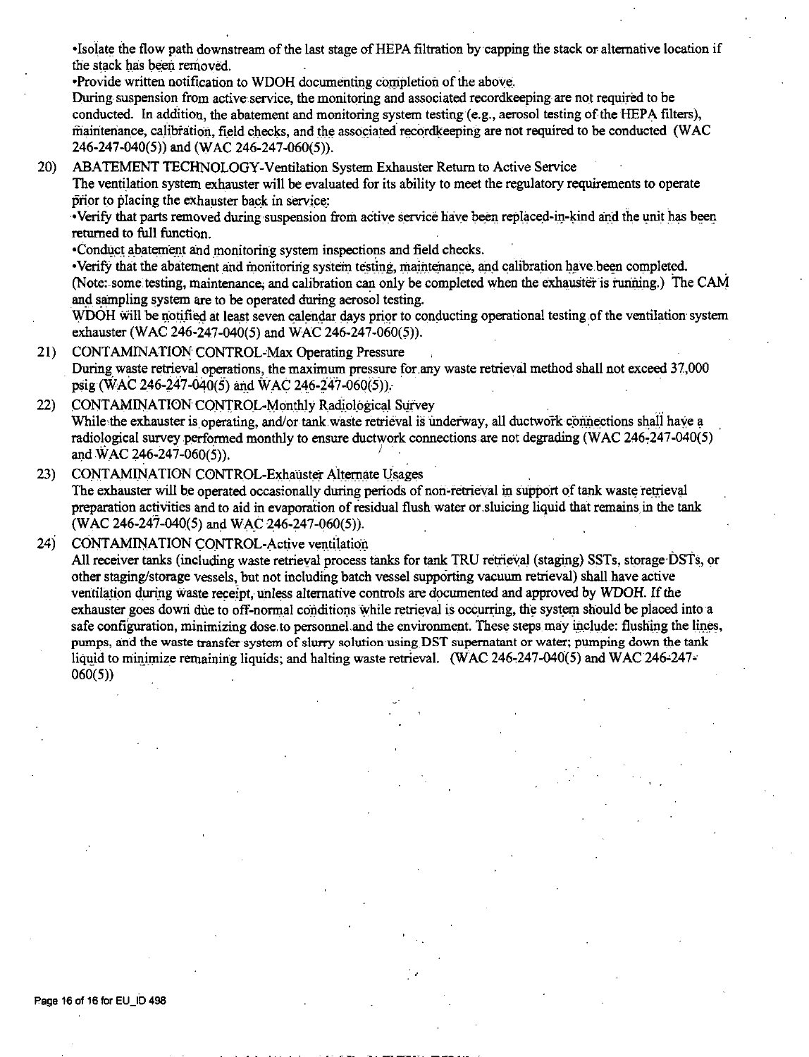•Isolate the flow path downstream of the last stage of HEPA filtration by capping the stack or alternative location if the stack has been removed.

•Provide written notification to WDOH documenting completion of the above.

During suspension from active service, the monitoring and associated recordkeeping are not required to be conducted. In addition, the abatement and monitoring system testing (e.g., aerosol testing of the HEPA filters), maintenance, calibration, field checks, and the associated recordkeeping are not required to be conducted (WAC 246-247-040(5)) and (WAC 246-247-060(5)).

20) ABATEMENT TECHNOLOGY-Ventilation System Exhauster Return to Active Service

The ventilation system exhauster will be evaluated for its ability to meet the regulatory requirements to operate prior to placing the exhauster back in service:

•Verify that parts removed during suspension from active service have been replaced-in-kind and the unit has been returned to full function.

•Conduct abatement and monitoring system inspections and field checks.

•Verify that the abatement and monitoring system testing, maintenance, and calibration have been completed. (Note: some testing, maintenance, and calibration can only be completed when the exhauster is running.) The CAM and sampling system are to be operated during aerosol testing.

WDOH will be notified at least seven calendar days prior to conducting operational testing of the ventilation system exhauster (WAC 246-247-040(5) and WAC 246-247-060(5)).

21) CONTAMINATION CONTROL-Max Operating Pressure

During waste retrieval operations, the maximum pressure for any waste retrieval method shall not exceed 37,000 psig (WAC 246-247-040(5) and WAC 246-247-060(5)).

22) CONTAMINATION CONTROL-Monthly Radiological Survey

While the exhauster is operating, and/or tank waste retrieval is underway, all ductwork connections shall have a radiological survey performed monthly to ensure ductwork connections are not degrading (WAC 246-247-040(5) and WAC 246-247-060(5)).

23) CONTAMINATION CONTROL-Exhauster Alternate Usages

The exhauster will be operated occasionally during periods of non-retrieval in support of tank waste retrieval preparation activities and to aid in evaporation of residual flush water or sluicing liquid that remains in the tank (WAC 246-247-040(5) and WAC 246-247-060(5)).

24) CONTAMINATION CONTROL-Active ventilation

All receiver tanks (including waste retrieval process tanks for tank TRU retrieval (staging) SSTs, storage DSTs, or other staging/storage vessels, but not including batch vessel supporting vacuum retrieval) shall have active ventilation during waste receipt, unless alternative controls are documented and approved by WDOH. If the exhauster goes down due to off-normal conditions while retrieval is occurring, the system should be placed into a safe configuration, minimizing dose to personnel and the environment. These steps may include: flushing the lines, pumps, and the waste transfer system of slurry solution using DST supernatant or water; pumping down the tank liquid to minimize remaining liquids; and halting waste retrieval. (WAC 246-247-040(5) and WAC 246-247-060(5))